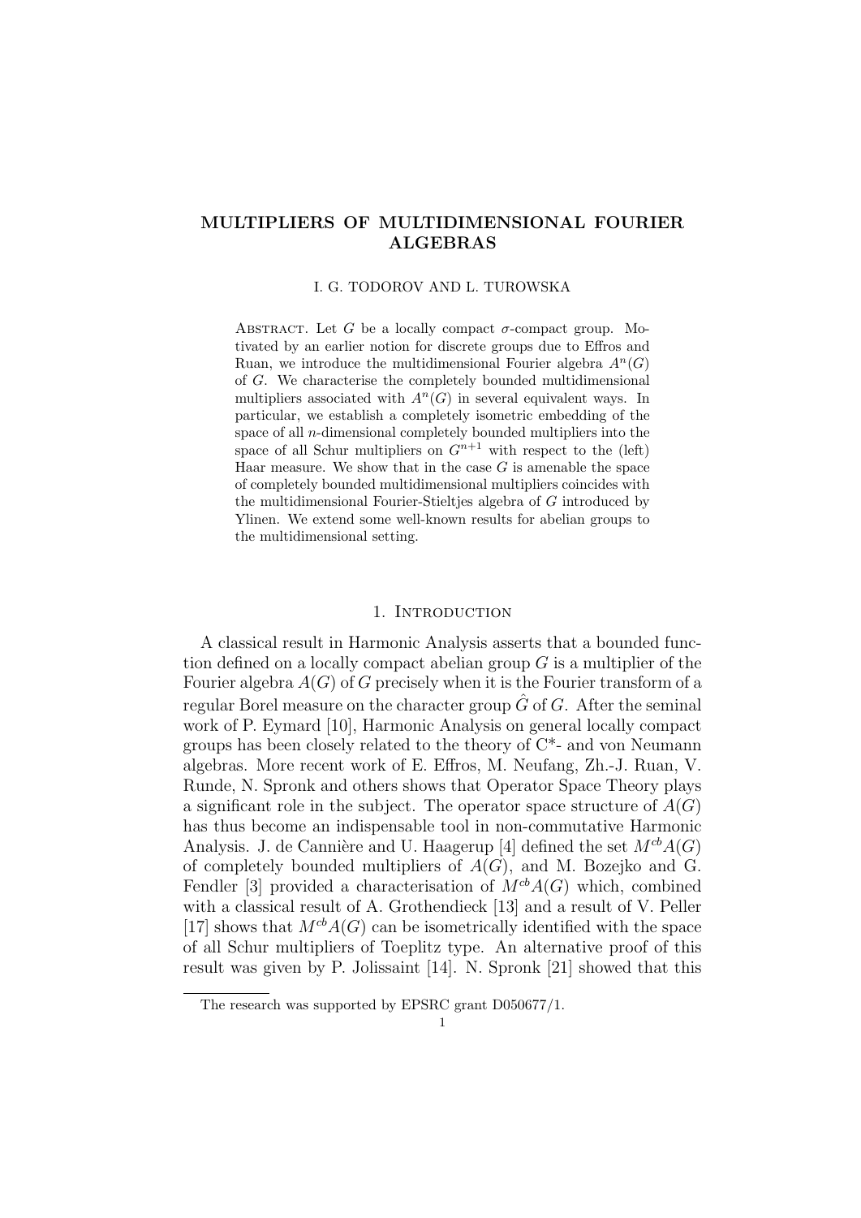# MULTIPLIERS OF MULTIDIMENSIONAL FOURIER ALGEBRAS

I. G. TODOROV AND L. TUROWSKA

Abstract. Let $G$ be a locally compact $\sigma$-compact group. Motivated by an earlier notion for discrete groups due to Effros and Ruan, we introduce the multidimensional Fourier algebra $A^n(G)$ of $G$. We characterise the completely bounded multidimensional multipliers associated with $A^n(G)$ in several equivalent ways. In particular, we establish a completely isometric embedding of the space of all $n$-dimensional completely bounded multipliers into the space of all Schur multipliers on $G^{n+1}$ with respect to the (left) Haar measure. We show that in the case $G$ is amenable the space of completely bounded multidimensional multipliers coincides with the multidimensional Fourier-Stieltjes algebra of $G$ introduced by Ylinen. We extend some well-known results for abelian groups to the multidimensional setting.

## 1. Introduction

A classical result in Harmonic Analysis asserts that a bounded function defined on a locally compact abelian group $G$ is a multiplier of the Fourier algebra $A(G)$ of $G$ precisely when it is the Fourier transform of a regular Borel measure on the character group $\hat{G}$ of $G$. After the seminal work of P. Eymard [10], Harmonic Analysis on general locally compact groups has been closely related to the theory of C*- and von Neumann algebras. More recent work of E. Effros, M. Neufang, Zh.-J. Ruan, V. Runde, N. Spronk and others shows that Operator Space Theory plays a significant role in the subject. The operator space structure of $A(G)$ has thus become an indispensable tool in non-commutative Harmonic Analysis. J. de Cannière and U. Haagerup [4] defined the set $M^{cb}A(G)$ of completely bounded multipliers of $A(G)$, and M. Bozejko and G. Fendler [3] provided a characterisation of $M^{cb}A(G)$ which, combined with a classical result of A. Grothendieck [13] and a result of V. Peller [17] shows that $M^{cb}A(G)$ can be isometrically identified with the space of all Schur multipliers of Toeplitz type. An alternative proof of this result was given by P. Jolissaint [14]. N. Spronk [21] showed that this

The research was supported by EPSRC grant D050677/1.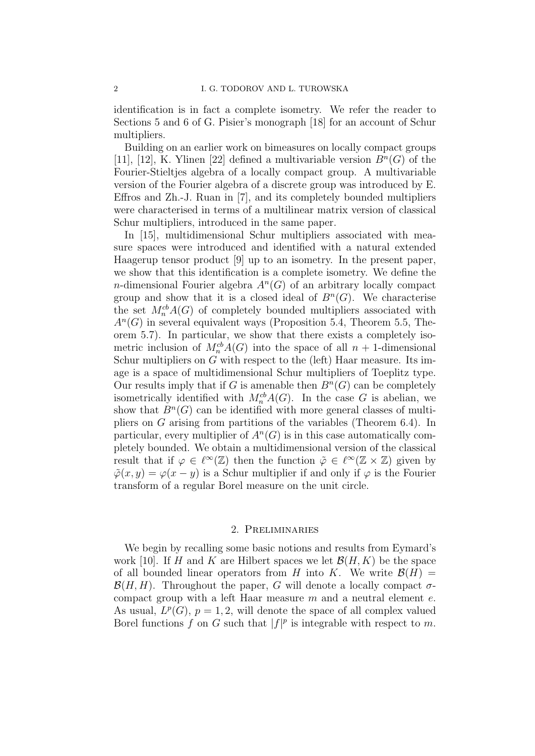identification is in fact a complete isometry. We refer the reader to Sections 5 and 6 of G. Pisier's monograph [18] for an account of Schur multipliers.

Building on an earlier work on bimeasures on locally compact groups [11], [12], K. Ylinen [22] defined a multivariable version $B^n(G)$ of the Fourier-Stieltjes algebra of a locally compact group. A multivariable version of the Fourier algebra of a discrete group was introduced by E. Effros and Zh.-J. Ruan in [7], and its completely bounded multipliers were characterised in terms of a multilinear matrix version of classical Schur multipliers, introduced in the same paper.

In [15], multidimensional Schur multipliers associated with measure spaces were introduced and identified with a natural extended Haagerup tensor product [9] up to an isometry. In the present paper, we show that this identification is a complete isometry. We define the $n$-dimensional Fourier algebra $A^n(G)$ of an arbitrary locally compact group and show that it is a closed ideal of $B^n(G)$. We characterise the set $M_n^{cb}A(G)$ of completely bounded multipliers associated with $A^n(G)$ in several equivalent ways (Proposition 5.4, Theorem 5.5, Theorem 5.7). In particular, we show that there exists a completely isometric inclusion of $M_n^{cb}A(G)$ into the space of all $n+1$-dimensional Schur multipliers on $G$ with respect to the (left) Haar measure. Its image is a space of multidimensional Schur multipliers of Toeplitz type. Our results imply that if $G$ is amenable then $B^n(G)$ can be completely isometrically identified with $M_n^{cb}A(G)$. In the case $G$ is abelian, we show that $B^n(G)$ can be identified with more general classes of multipliers on $G$ arising from partitions of the variables (Theorem 6.4). In particular, every multiplier of $A^n(G)$ is in this case automatically completely bounded. We obtain a multidimensional version of the classical result that if $\varphi \in \ell^\infty(\mathbb{Z})$ then the function $\tilde{\varphi} \in \ell^\infty(\mathbb{Z} \times \mathbb{Z})$ given by $\tilde{\varphi}(x, y) = \varphi(x - y)$ is a Schur multiplier if and only if $\varphi$ is the Fourier transform of a regular Borel measure on the unit circle.

## 2. Preliminaries

We begin by recalling some basic notions and results from Eymard's work [10]. If $H$ and $K$ are Hilbert spaces we let $\mathcal{B}(H, K)$ be the space of all bounded linear operators from $H$ into $K$. We write $\mathcal{B}(H) = \mathcal{B}(H, H)$. Throughout the paper, $G$ will denote a locally compact $\sigma$-compact group with a left Haar measure $m$ and a neutral element $e$. As usual, $L^p(G)$, $p = 1, 2$, will denote the space of all complex valued Borel functions $f$ on $G$ such that $|f|^p$ is integrable with respect to $m$.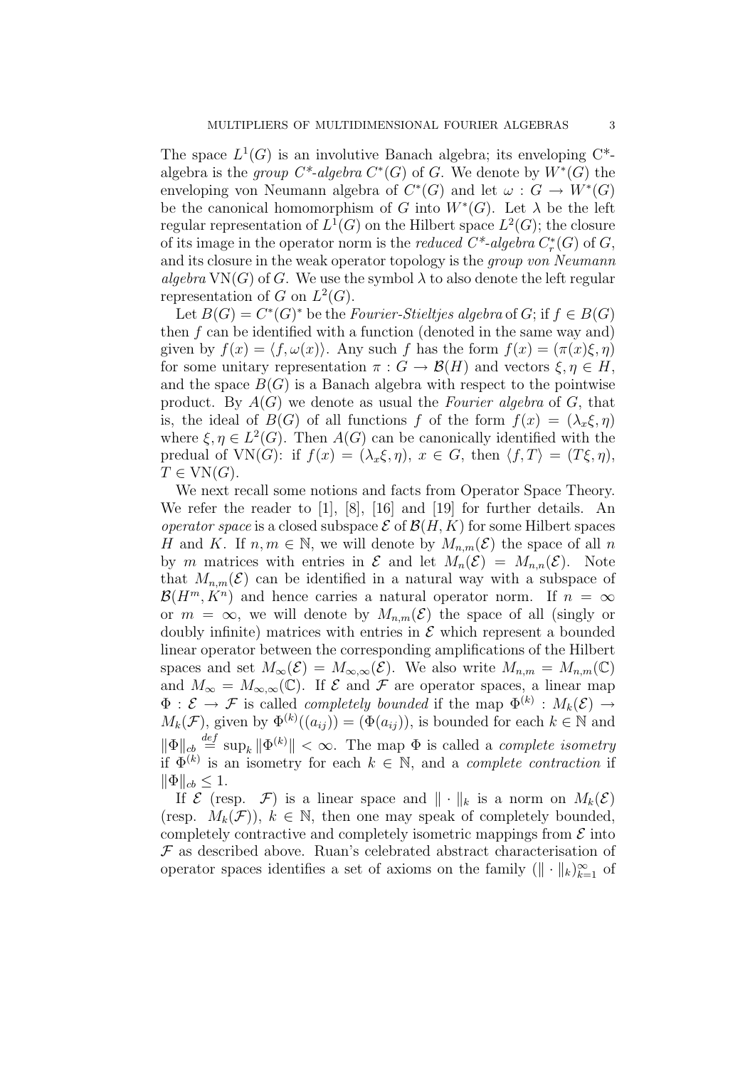The space $L^1(G)$ is an involutive Banach algebra; its enveloping C*-algebra is the *group C*-algebra* $C^*(G)$ of $G$. We denote by $W^*(G)$ the enveloping von Neumann algebra of $C^*(G)$ and let $\omega : G \to W^*(G)$ be the canonical homomorphism of $G$ into $W^*(G)$. Let $\lambda$ be the left regular representation of $L^1(G)$ on the Hilbert space $L^2(G)$; the closure of its image in the operator norm is the *reduced C*-algebra* $C_r^*(G)$ of $G$, and its closure in the weak operator topology is the *group von Neumann algebra* $\mathrm{VN}(G)$ of $G$. We use the symbol $\lambda$ to also denote the left regular representation of $G$ on $L^2(G)$.

Let $B(G) = C^*(G)^*$ be the *Fourier-Stieltjes algebra* of $G$; if $f \in B(G)$ then $f$ can be identified with a function (denoted in the same way and) given by $f(x) = \langle f, \omega(x)\rangle$. Any such $f$ has the form $f(x) = (\pi(x)\xi, \eta)$ for some unitary representation $\pi : G \to \mathcal{B}(H)$ and vectors $\xi, \eta \in H$, and the space $B(G)$ is a Banach algebra with respect to the pointwise product. By $A(G)$ we denote as usual the *Fourier algebra* of $G$, that is, the ideal of $B(G)$ of all functions $f$ of the form $f(x) = (\lambda_x \xi, \eta)$ where $\xi, \eta \in L^2(G)$. Then $A(G)$ can be canonically identified with the predual of $\mathrm{VN}(G)$: if $f(x) = (\lambda_x \xi, \eta)$, $x \in G$, then $\langle f, T\rangle = (T\xi, \eta)$, $T \in \mathrm{VN}(G)$.

We next recall some notions and facts from Operator Space Theory. We refer the reader to [1], [8], [16] and [19] for further details. An *operator space* is a closed subspace $\mathcal{E}$ of $\mathcal{B}(H, K)$ for some Hilbert spaces $H$ and $K$. If $n, m \in \mathbb{N}$, we will denote by $M_{n,m}(\mathcal{E})$ the space of all $n$ by $m$ matrices with entries in $\mathcal{E}$ and let $M_n(\mathcal{E}) = M_{n,n}(\mathcal{E})$. Note that $M_{n,m}(\mathcal{E})$ can be identified in a natural way with a subspace of $\mathcal{B}(H^m, K^n)$ and hence carries a natural operator norm. If $n = \infty$ or $m = \infty$, we will denote by $M_{n,m}(\mathcal{E})$ the space of all (singly or doubly infinite) matrices with entries in $\mathcal{E}$ which represent a bounded linear operator between the corresponding amplifications of the Hilbert spaces and set $M_\infty(\mathcal{E}) = M_{\infty,\infty}(\mathcal{E})$. We also write $M_{n,m} = M_{n,m}(\mathbb{C})$ and $M_\infty = M_{\infty,\infty}(\mathbb{C})$. If $\mathcal{E}$ and $\mathcal{F}$ are operator spaces, a linear map $\Phi : \mathcal{E} \to \mathcal{F}$ is called *completely bounded* if the map $\Phi^{(k)} : M_k(\mathcal{E}) \to M_k(\mathcal{F})$, given by $\Phi^{(k)}((a_{ij})) = (\Phi(a_{ij}))$, is bounded for each $k \in \mathbb{N}$ and $\|\Phi\|_{cb} \stackrel{def}{=} \sup_k \|\Phi^{(k)}\| < \infty$. The map $\Phi$ is called a *complete isometry* if $\Phi^{(k)}$ is an isometry for each $k \in \mathbb{N}$, and a *complete contraction* if $\|\Phi\|_{cb} \leq 1$.

If $\mathcal{E}$ (resp. $\mathcal{F}$) is a linear space and $\|\cdot\|_k$ is a norm on $M_k(\mathcal{E})$ (resp. $M_k(\mathcal{F})$), $k \in \mathbb{N}$, then one may speak of completely bounded, completely contractive and completely isometric mappings from $\mathcal{E}$ into $\mathcal{F}$ as described above. Ruan's celebrated abstract characterisation of operator spaces identifies a set of axioms on the family $(\|\cdot\|_k)_{k=1}^\infty$ of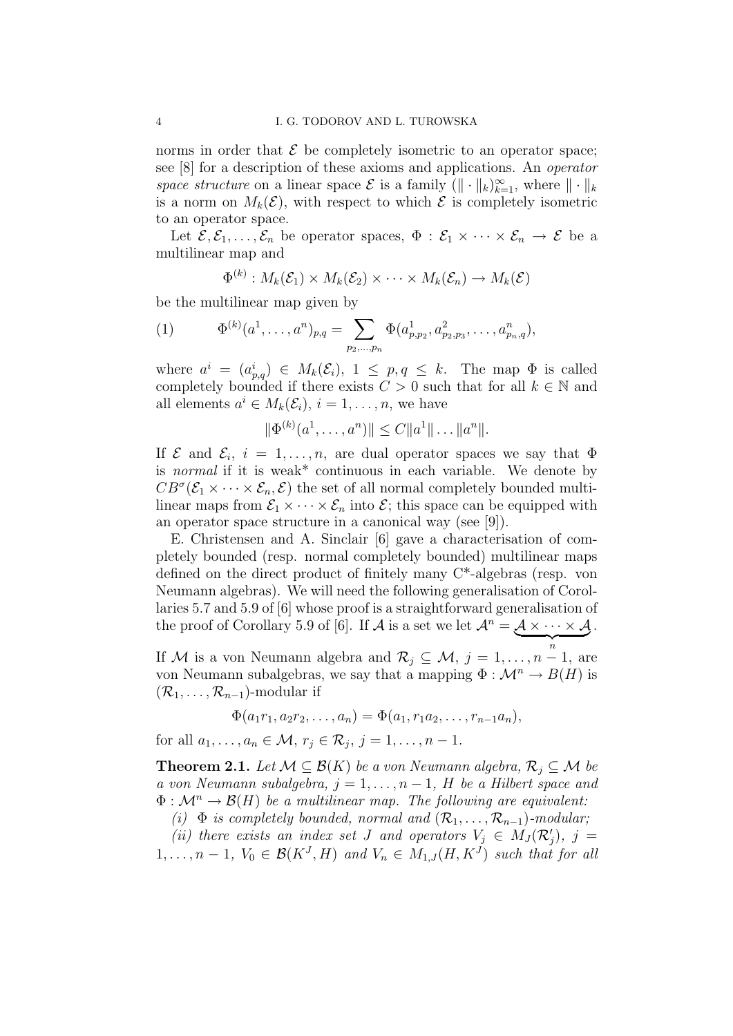norms in order that $\mathcal{E}$ be completely isometric to an operator space; see [8] for a description of these axioms and applications. An *operator space structure* on a linear space $\mathcal{E}$ is a family $(\|\cdot\|_k)_{k=1}^{\infty}$, where $\|\cdot\|_k$ is a norm on $M_k(\mathcal{E})$, with respect to which $\mathcal{E}$ is completely isometric to an operator space.

Let $\mathcal{E}, \mathcal{E}_1, \dots, \mathcal{E}_n$ be operator spaces, $\Phi : \mathcal{E}_1 \times \cdots \times \mathcal{E}_n \to \mathcal{E}$ be a multilinear map and

$$\Phi^{(k)} : M_k(\mathcal{E}_1) \times M_k(\mathcal{E}_2) \times \cdots \times M_k(\mathcal{E}_n) \to M_k(\mathcal{E})$$

be the multilinear map given by

$$\Phi^{(k)}(a^1, \dots, a^n)_{p,q} = \sum_{p_2, \dots, p_n} \Phi(a^1_{p,p_2}, a^2_{p_2,p_3}, \dots, a^n_{p_n,q}), \tag{1}$$

where $a^i = (a^i_{p,q}) \in M_k(\mathcal{E}_i)$, $1 \le p, q \le k$. The map $\Phi$ is called completely bounded if there exists $C > 0$ such that for all $k \in \mathbb{N}$ and all elements $a^i \in M_k(\mathcal{E}_i)$, $i = 1, \dots, n$, we have

$$\|\Phi^{(k)}(a^1, \dots, a^n)\| \le C\|a^1\| \dots \|a^n\|.$$

If $\mathcal{E}$ and $\mathcal{E}_i$, $i = 1, \dots, n$, are dual operator spaces we say that $\Phi$ is *normal* if it is weak* continuous in each variable. We denote by $CB^{\sigma}(\mathcal{E}_1 \times \cdots \times \mathcal{E}_n, \mathcal{E})$ the set of all normal completely bounded multilinear maps from $\mathcal{E}_1 \times \cdots \times \mathcal{E}_n$ into $\mathcal{E}$; this space can be equipped with an operator space structure in a canonical way (see [9]).

E. Christensen and A. Sinclair [6] gave a characterisation of completely bounded (resp. normal completely bounded) multilinear maps defined on the direct product of finitely many C*-algebras (resp. von Neumann algebras). We will need the following generalisation of Corollaries 5.7 and 5.9 of [6] whose proof is a straightforward generalisation of the proof of Corollary 5.9 of [6]. If $\mathcal{A}$ is a set we let $\mathcal{A}^n = \underbrace{\mathcal{A} \times \cdots \times \mathcal{A}}_{n}$.

If $\mathcal{M}$ is a von Neumann algebra and $\mathcal{R}_j \subseteq \mathcal{M}$, $j = 1, \dots, n-1$, are von Neumann subalgebras, we say that a mapping $\Phi : \mathcal{M}^n \to B(H)$ is $(\mathcal{R}_1, \dots, \mathcal{R}_{n-1})$-modular if

$$\Phi(a_1 r_1, a_2 r_2, \dots, a_n) = \Phi(a_1, r_1 a_2, \dots, r_{n-1} a_n),$$

for all $a_1, \dots, a_n \in \mathcal{M}$, $r_j \in \mathcal{R}_j$, $j = 1, \dots, n-1$.

**Theorem 2.1.** *Let $\mathcal{M} \subseteq \mathcal{B}(K)$ be a von Neumann algebra, $\mathcal{R}_j \subseteq \mathcal{M}$ be a von Neumann subalgebra, $j = 1, \dots, n-1$, $H$ be a Hilbert space and $\Phi : \mathcal{M}^n \to \mathcal{B}(H)$ be a multilinear map. The following are equivalent:*

*(i) $\Phi$ is completely bounded, normal and $(\mathcal{R}_1, \dots, \mathcal{R}_{n-1})$-modular;*

*(ii) there exists an index set $J$ and operators $V_j \in M_J(\mathcal{R}_j')$, $j = 1, \dots, n-1$, $V_0 \in \mathcal{B}(K^J, H)$ and $V_n \in M_{1,J}(H, K^J)$ such that for all*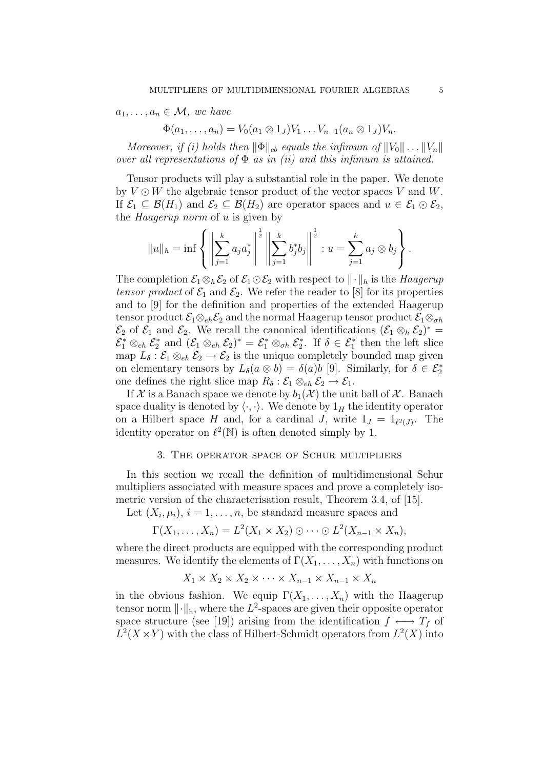$a_1, \ldots, a_n \in \mathcal{M}$, *we have*

$$\Phi(a_1, \ldots, a_n) = V_0(a_1 \otimes 1_J)V_1 \ldots V_{n-1}(a_n \otimes 1_J)V_n.$$

*Moreover, if (i) holds then* $\|\Phi\|_{cb}$ *equals the infimum of* $\|V_0\| \ldots \|V_n\|$ *over all representations of* $\Phi$ *as in (ii) and this infimum is attained.*

Tensor products will play a substantial role in the paper. We denote by $V \odot W$ the algebraic tensor product of the vector spaces $V$ and $W$. If $\mathcal{E}_1 \subseteq \mathcal{B}(H_1)$ and $\mathcal{E}_2 \subseteq \mathcal{B}(H_2)$ are operator spaces and $u \in \mathcal{E}_1 \odot \mathcal{E}_2$, the *Haagerup norm* of $u$ is given by

$$\|u\|_h = \inf \left\{ \left\| \sum_{j=1}^k a_j a_j^* \right\|^{\frac{1}{2}} \left\| \sum_{j=1}^k b_j^* b_j \right\|^{\frac{1}{2}} : u = \sum_{j=1}^k a_j \otimes b_j \right\}.$$

The completion $\mathcal{E}_1 \otimes_h \mathcal{E}_2$ of $\mathcal{E}_1 \odot \mathcal{E}_2$ with respect to $\|\cdot\|_h$ is the *Haagerup tensor product* of $\mathcal{E}_1$ and $\mathcal{E}_2$. We refer the reader to [8] for its properties and to [9] for the definition and properties of the extended Haagerup tensor product $\mathcal{E}_1 \otimes_{eh} \mathcal{E}_2$ and the normal Haagerup tensor product $\mathcal{E}_1 \otimes_{\sigma h} \mathcal{E}_2$ of $\mathcal{E}_1$ and $\mathcal{E}_2$. We recall the canonical identifications $(\mathcal{E}_1 \otimes_h \mathcal{E}_2)^* = \mathcal{E}_1^* \otimes_{eh} \mathcal{E}_2^*$ and $(\mathcal{E}_1 \otimes_{eh} \mathcal{E}_2)^* = \mathcal{E}_1^* \otimes_{\sigma h} \mathcal{E}_2^*$. If $\delta \in \mathcal{E}_1^*$ then the left slice map $L_\delta : \mathcal{E}_1 \otimes_{eh} \mathcal{E}_2 \to \mathcal{E}_2$ is the unique completely bounded map given on elementary tensors by $L_\delta(a \otimes b) = \delta(a)b$ [9]. Similarly, for $\delta \in \mathcal{E}_2^*$ one defines the right slice map $R_\delta : \mathcal{E}_1 \otimes_{eh} \mathcal{E}_2 \to \mathcal{E}_1$.

If $\mathcal{X}$ is a Banach space we denote by $b_1(\mathcal{X})$ the unit ball of $\mathcal{X}$. Banach space duality is denoted by $\langle \cdot, \cdot \rangle$. We denote by $1_H$ the identity operator on a Hilbert space $H$ and, for a cardinal $J$, write $1_J = 1_{\ell^2(J)}$. The identity operator on $\ell^2(\mathbb{N})$ is often denoted simply by 1.

## 3. The operator space of Schur multipliers

In this section we recall the definition of multidimensional Schur multipliers associated with measure spaces and prove a completely isometric version of the characterisation result, Theorem 3.4, of [15].

Let $(X_i, \mu_i)$, $i = 1, \ldots, n$, be standard measure spaces and

$$\Gamma(X_1, \ldots, X_n) = L^2(X_1 \times X_2) \odot \cdots \odot L^2(X_{n-1} \times X_n),$$

where the direct products are equipped with the corresponding product measures. We identify the elements of $\Gamma(X_1, \ldots, X_n)$ with functions on

$$X_1 \times X_2 \times X_2 \times \cdots \times X_{n-1} \times X_{n-1} \times X_n$$

in the obvious fashion. We equip $\Gamma(X_1, \ldots, X_n)$ with the Haagerup tensor norm $\|\cdot\|_{\mathrm{h}}$, where the $L^2$-spaces are given their opposite operator space structure (see [19]) arising from the identification $f \longleftrightarrow T_f$ of $L^2(X \times Y)$ with the class of Hilbert-Schmidt operators from $L^2(X)$ into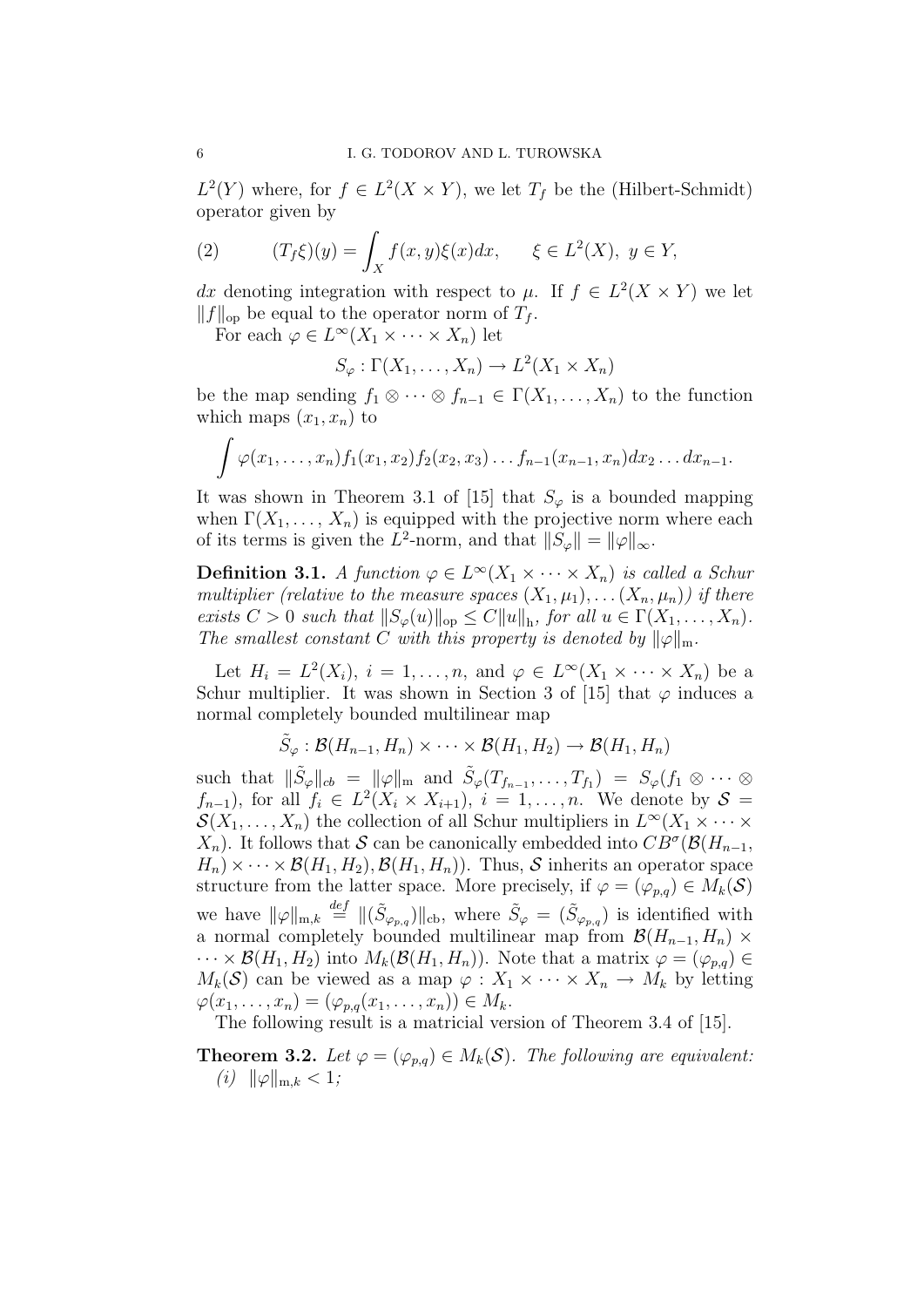$L^2(Y)$ where, for $f \in L^2(X \times Y)$, we let $T_f$ be the (Hilbert-Schmidt) operator given by

$$(2) \qquad (T_f\xi)(y) = \int_X f(x,y)\xi(x)dx, \qquad \xi \in L^2(X),\ y \in Y,$$

$dx$ denoting integration with respect to $\mu$. If $f \in L^2(X \times Y)$ we let $\|f\|_{\rm op}$ be equal to the operator norm of $T_f$.

For each $\varphi \in L^\infty(X_1 \times \cdots \times X_n)$ let

$$S_\varphi : \Gamma(X_1, \ldots, X_n) \to L^2(X_1 \times X_n)$$

be the map sending $f_1 \otimes \cdots \otimes f_{n-1} \in \Gamma(X_1, \ldots, X_n)$ to the function which maps $(x_1, x_n)$ to

$$\int \varphi(x_1, \ldots, x_n) f_1(x_1, x_2) f_2(x_2, x_3) \ldots f_{n-1}(x_{n-1}, x_n) dx_2 \ldots dx_{n-1}.$$

It was shown in Theorem 3.1 of [15] that $S_\varphi$ is a bounded mapping when $\Gamma(X_1, \ldots, X_n)$ is equipped with the projective norm where each of its terms is given the $L^2$-norm, and that $\|S_\varphi\| = \|\varphi\|_\infty$.

**Definition 3.1.** *A function $\varphi \in L^\infty(X_1 \times \cdots \times X_n)$ is called a Schur multiplier (relative to the measure spaces $(X_1, \mu_1), \ldots (X_n, \mu_n)$) if there exists $C > 0$ such that $\|S_\varphi(u)\|_{\rm op} \leq C\|u\|_{\rm h}$, for all $u \in \Gamma(X_1, \ldots, X_n)$. The smallest constant $C$ with this property is denoted by $\|\varphi\|_{\rm m}$.*

Let $H_i = L^2(X_i)$, $i = 1, \ldots, n$, and $\varphi \in L^\infty(X_1 \times \cdots \times X_n)$ be a Schur multiplier. It was shown in Section 3 of [15] that $\varphi$ induces a normal completely bounded multilinear map

$$\tilde{S}_\varphi : \mathcal{B}(H_{n-1}, H_n) \times \cdots \times \mathcal{B}(H_1, H_2) \to \mathcal{B}(H_1, H_n)$$

such that $\|\tilde{S}_\varphi\|_{cb} = \|\varphi\|_{\rm m}$ and $\tilde{S}_\varphi(T_{f_{n-1}}, \ldots, T_{f_1}) = S_\varphi(f_1 \otimes \cdots \otimes f_{n-1})$, for all $f_i \in L^2(X_i \times X_{i+1})$, $i = 1, \ldots, n$. We denote by $\mathcal{S} = \mathcal{S}(X_1, \ldots, X_n)$ the collection of all Schur multipliers in $L^\infty(X_1 \times \cdots \times X_n)$. It follows that $\mathcal{S}$ can be canonically embedded into $CB^\sigma(\mathcal{B}(H_{n-1}, H_n) \times \cdots \times \mathcal{B}(H_1, H_2), \mathcal{B}(H_1, H_n))$. Thus, $\mathcal{S}$ inherits an operator space structure from the latter space. More precisely, if $\varphi = (\varphi_{p,q}) \in M_k(\mathcal{S})$ we have $\|\varphi\|_{{\rm m},k} \stackrel{def}{=} \|(\tilde{S}_{\varphi_{p,q}})\|_{\rm cb}$, where $\tilde{S}_\varphi = (\tilde{S}_{\varphi_{p,q}})$ is identified with a normal completely bounded multilinear map from $\mathcal{B}(H_{n-1}, H_n) \times \cdots \times \mathcal{B}(H_1, H_2)$ into $M_k(\mathcal{B}(H_1, H_n))$. Note that a matrix $\varphi = (\varphi_{p,q}) \in M_k(\mathcal{S})$ can be viewed as a map $\varphi : X_1 \times \cdots \times X_n \to M_k$ by letting $\varphi(x_1, \ldots, x_n) = (\varphi_{p,q}(x_1, \ldots, x_n)) \in M_k$.

The following result is a matricial version of Theorem 3.4 of [15].

**Theorem 3.2.** *Let $\varphi = (\varphi_{p,q}) \in M_k(\mathcal{S})$. The following are equivalent:*

*(i)* $\|\varphi\|_{{\rm m},k} < 1$;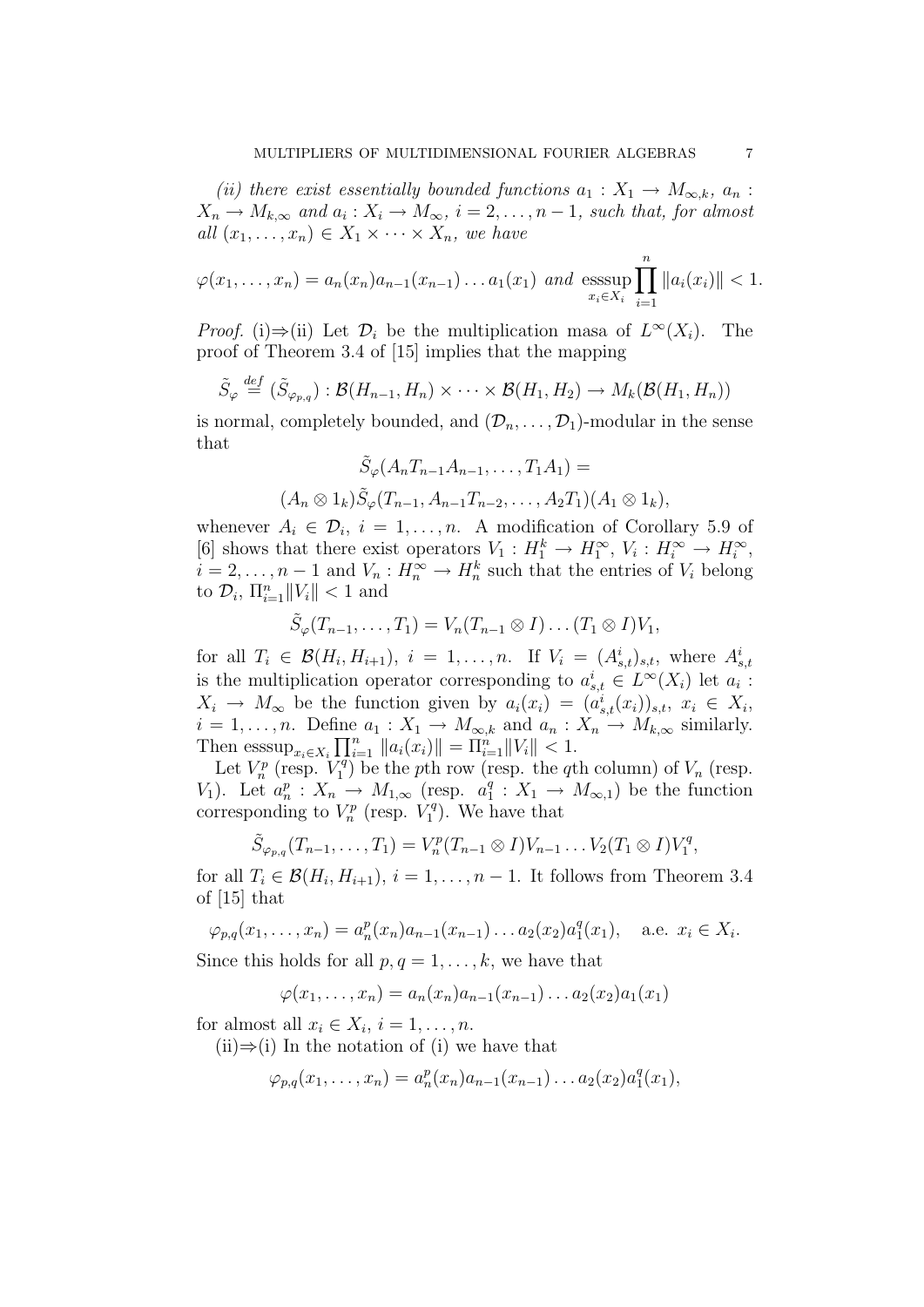*(ii) there exist essentially bounded functions $a_1 : X_1 \to M_{\infty,k}$, $a_n : X_n \to M_{k,\infty}$ and $a_i : X_i \to M_\infty$, $i = 2, \dots, n-1$, such that, for almost all $(x_1, \dots, x_n) \in X_1 \times \dots \times X_n$, we have*

$$\varphi(x_1, \dots, x_n) = a_n(x_n) a_{n-1}(x_{n-1}) \dots a_1(x_1) \text{ and } \operatorname*{esssup}_{x_i \in X_i} \prod_{i=1}^{n} \|a_i(x_i)\| < 1.$$

*Proof.* (i)⇒(ii) Let $\mathcal{D}_i$ be the multiplication masa of $L^\infty(X_i)$. The proof of Theorem 3.4 of [15] implies that the mapping

$$\tilde{S}_\varphi \stackrel{def}{=} (\tilde{S}_{\varphi_{p,q}}) : \mathcal{B}(H_{n-1}, H_n) \times \dots \times \mathcal{B}(H_1, H_2) \to M_k(\mathcal{B}(H_1, H_n))$$

is normal, completely bounded, and $(\mathcal{D}_n, \dots, \mathcal{D}_1)$-modular in the sense that

$$\tilde{S}_\varphi(A_n T_{n-1} A_{n-1}, \dots, T_1 A_1) =$$

$$(A_n \otimes 1_k) \tilde{S}_\varphi(T_{n-1}, A_{n-1} T_{n-2}, \dots, A_2 T_1)(A_1 \otimes 1_k),$$

whenever $A_i \in \mathcal{D}_i$, $i = 1, \dots, n$. A modification of Corollary 5.9 of [6] shows that there exist operators $V_1 : H_1^k \to H_1^\infty$, $V_i : H_i^\infty \to H_i^\infty$, $i = 2, \dots, n-1$ and $V_n : H_n^\infty \to H_n^k$ such that the entries of $V_i$ belong to $\mathcal{D}_i$, $\Pi_{i=1}^n \|V_i\| < 1$ and

$$\tilde{S}_\varphi(T_{n-1}, \dots, T_1) = V_n(T_{n-1} \otimes I) \dots (T_1 \otimes I) V_1,$$

for all $T_i \in \mathcal{B}(H_i, H_{i+1})$, $i = 1, \dots, n$. If $V_i = (A_{s,t}^i)_{s,t}$, where $A_{s,t}^i$ is the multiplication operator corresponding to $a_{s,t}^i \in L^\infty(X_i)$ let $a_i : X_i \to M_\infty$ be the function given by $a_i(x_i) = (a_{s,t}^i(x_i))_{s,t}$, $x_i \in X_i$, $i = 1, \dots, n$. Define $a_1 : X_1 \to M_{\infty,k}$ and $a_n : X_n \to M_{k,\infty}$ similarly. Then $\operatorname{esssup}_{x_i \in X_i} \prod_{i=1}^n \|a_i(x_i)\| = \Pi_{i=1}^n \|V_i\| < 1$.

Let $V_n^p$ (resp. $V_1^q$) be the $p$th row (resp. the $q$th column) of $V_n$ (resp. $V_1$). Let $a_n^p : X_n \to M_{1,\infty}$ (resp. $a_1^q : X_1 \to M_{\infty,1}$) be the function corresponding to $V_n^p$ (resp. $V_1^q$). We have that

$$\tilde{S}_{\varphi_{p,q}}(T_{n-1}, \dots, T_1) = V_n^p (T_{n-1} \otimes I) V_{n-1} \dots V_2 (T_1 \otimes I) V_1^q,$$

for all $T_i \in \mathcal{B}(H_i, H_{i+1})$, $i = 1, \dots, n-1$. It follows from Theorem 3.4 of [15] that

$$\varphi_{p,q}(x_1, \dots, x_n) = a_n^p(x_n) a_{n-1}(x_{n-1}) \dots a_2(x_2) a_1^q(x_1), \quad \text{a.e. } x_i \in X_i.$$

Since this holds for all $p, q = 1, \dots, k$, we have that

$$\varphi(x_1, \dots, x_n) = a_n(x_n) a_{n-1}(x_{n-1}) \dots a_2(x_2) a_1(x_1)$$

for almost all $x_i \in X_i$, $i = 1, \dots, n$.

(ii)⇒(i) In the notation of (i) we have that

$$\varphi_{p,q}(x_1, \dots, x_n) = a_n^p(x_n) a_{n-1}(x_{n-1}) \dots a_2(x_2) a_1^q(x_1),$$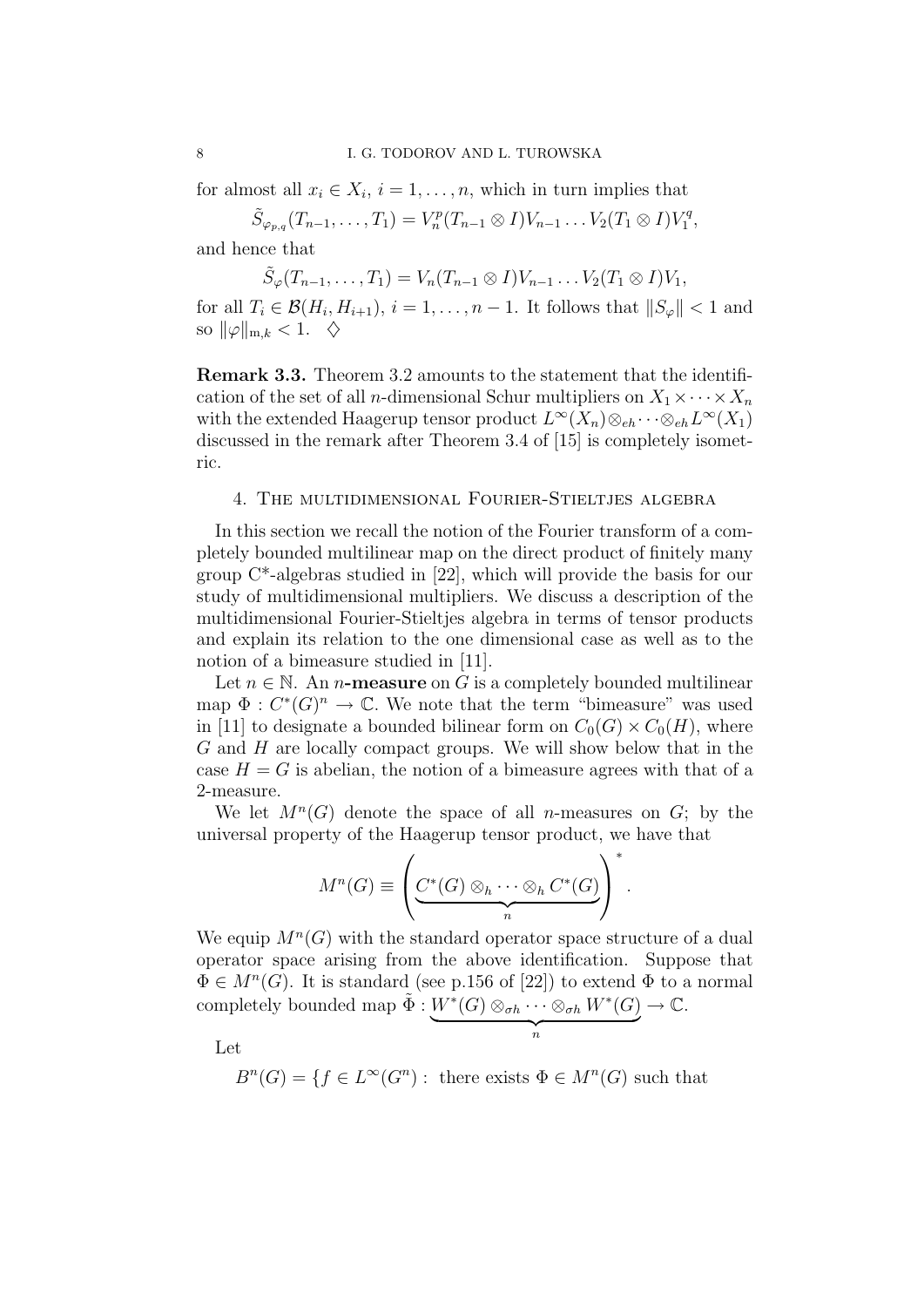for almost all $x_i \in X_i$, $i = 1, \dots, n$, which in turn implies that

$$\tilde{S}_{\varphi_{p,q}}(T_{n-1}, \dots, T_1) = V_n^p (T_{n-1} \otimes I) V_{n-1} \dots V_2 (T_1 \otimes I) V_1^q,$$

and hence that

$$\tilde{S}_{\varphi}(T_{n-1}, \dots, T_1) = V_n (T_{n-1} \otimes I) V_{n-1} \dots V_2 (T_1 \otimes I) V_1,$$

for all $T_i \in \mathcal{B}(H_i, H_{i+1})$, $i = 1, \dots, n-1$. It follows that $\|S_\varphi\| < 1$ and so $\|\varphi\|_{\mathrm{m},k} < 1$. $\diamondsuit$

**Remark 3.3.** Theorem 3.2 amounts to the statement that the identification of the set of all $n$-dimensional Schur multipliers on $X_1 \times \dots \times X_n$ with the extended Haagerup tensor product $L^\infty(X_n) \otimes_{eh} \dots \otimes_{eh} L^\infty(X_1)$ discussed in the remark after Theorem 3.4 of [15] is completely isometric.

## 4. The multidimensional Fourier-Stieltjes algebra

In this section we recall the notion of the Fourier transform of a completely bounded multilinear map on the direct product of finitely many group C*-algebras studied in [22], which will provide the basis for our study of multidimensional multipliers. We discuss a description of the multidimensional Fourier-Stieltjes algebra in terms of tensor products and explain its relation to the one dimensional case as well as to the notion of a bimeasure studied in [11].

Let $n \in \mathbb{N}$. An $n$-**measure** on $G$ is a completely bounded multilinear map $\Phi : C^*(G)^n \to \mathbb{C}$. We note that the term "bimeasure" was used in [11] to designate a bounded bilinear form on $C_0(G) \times C_0(H)$, where $G$ and $H$ are locally compact groups. We will show below that in the case $H = G$ is abelian, the notion of a bimeasure agrees with that of a 2-measure.

We let $M^n(G)$ denote the space of all $n$-measures on $G$; by the universal property of the Haagerup tensor product, we have that

$$M^n(G) \equiv \left( \underbrace{C^*(G) \otimes_h \dots \otimes_h C^*(G)}_{n} \right)^*.$$

We equip $M^n(G)$ with the standard operator space structure of a dual operator space arising from the above identification. Suppose that $\Phi \in M^n(G)$. It is standard (see p.156 of [22]) to extend $\Phi$ to a normal completely bounded map $\tilde{\Phi} : \underbrace{W^*(G) \otimes_{\sigma h} \dots \otimes_{\sigma h} W^*(G)}_{n} \to \mathbb{C}$.

Let

$B^n(G) = \{ f \in L^\infty(G^n) :$ there exists $\Phi \in M^n(G)$ such that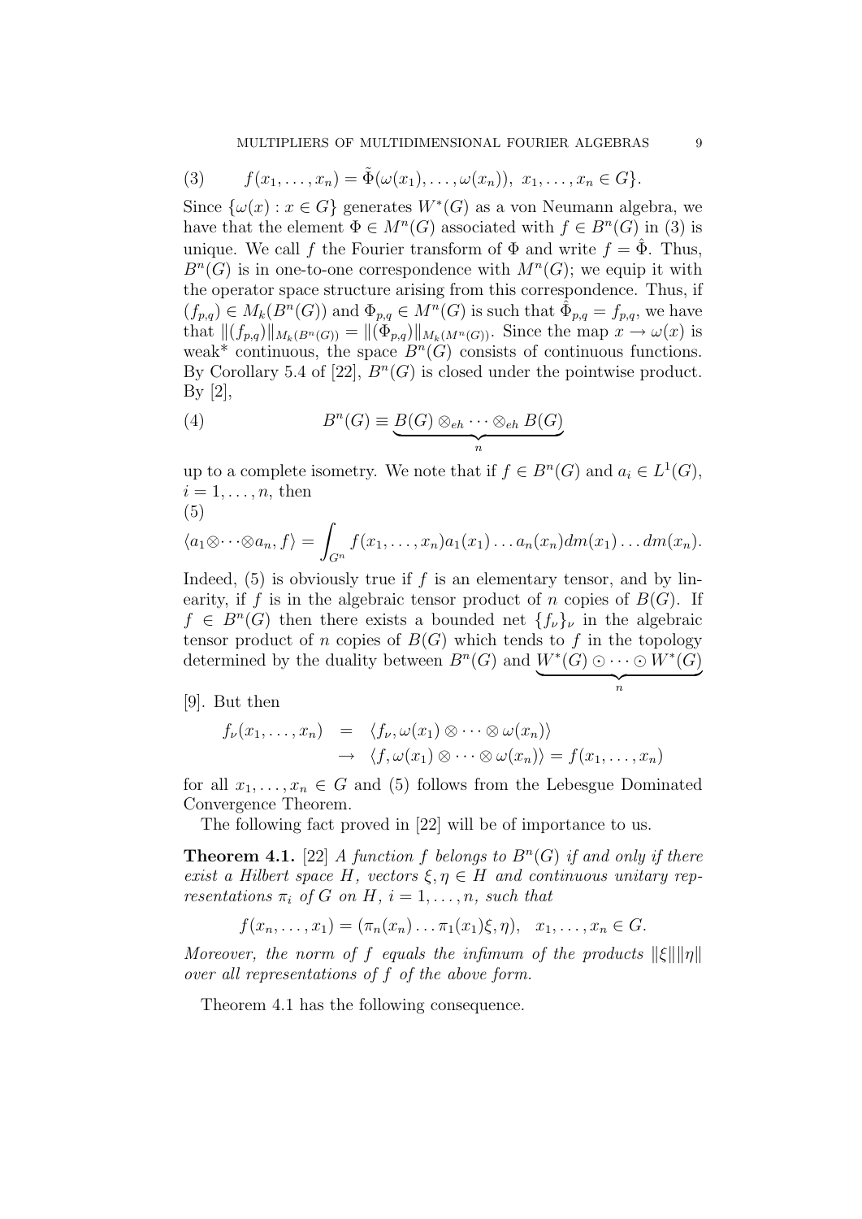$$(3) \qquad f(x_1, \dots, x_n) = \tilde{\Phi}(\omega(x_1), \dots, \omega(x_n)),\ x_1, \dots, x_n \in G\}.$$

Since $\{\omega(x) : x \in G\}$ generates $W^*(G)$ as a von Neumann algebra, we have that the element $\Phi \in M^n(G)$ associated with $f \in B^n(G)$ in (3) is unique. We call $f$ the Fourier transform of $\Phi$ and write $f = \hat{\Phi}$. Thus, $B^n(G)$ is in one-to-one correspondence with $M^n(G)$; we equip it with the operator space structure arising from this correspondence. Thus, if $(f_{p,q}) \in M_k(B^n(G))$ and $\Phi_{p,q} \in M^n(G)$ is such that $\hat{\Phi}_{p,q} = f_{p,q}$, we have that $\|(f_{p,q})\|_{M_k(B^n(G))} = \|(\Phi_{p,q})\|_{M_k(M^n(G))}$. Since the map $x \to \omega(x)$ is weak* continuous, the space $B^n(G)$ consists of continuous functions. By Corollary 5.4 of [22], $B^n(G)$ is closed under the pointwise product. By [2],

$$(4) \qquad B^n(G) \equiv \underbrace{B(G) \otimes_{eh} \cdots \otimes_{eh} B(G)}_{n}$$

up to a complete isometry. We note that if $f \in B^n(G)$ and $a_i \in L^1(G)$, $i = 1, \dots, n$, then

(5)

$$\langle a_1 \otimes \cdots \otimes a_n, f \rangle = \int_{G^n} f(x_1, \dots, x_n) a_1(x_1) \dots a_n(x_n) dm(x_1) \dots dm(x_n).$$

Indeed, (5) is obviously true if $f$ is an elementary tensor, and by linearity, if $f$ is in the algebraic tensor product of $n$ copies of $B(G)$. If $f \in B^n(G)$ then there exists a bounded net $\{f_\nu\}_\nu$ in the algebraic tensor product of $n$ copies of $B(G)$ which tends to $f$ in the topology determined by the duality between $B^n(G)$ and $\underbrace{W^*(G) \odot \cdots \odot W^*(G)}_{n}$ [9]. But then

$$\begin{aligned} f_\nu(x_1, \dots, x_n) &= \langle f_\nu, \omega(x_1) \otimes \cdots \otimes \omega(x_n) \rangle \\ &\to \langle f, \omega(x_1) \otimes \cdots \otimes \omega(x_n) \rangle = f(x_1, \dots, x_n) \end{aligned}$$

for all $x_1, \dots, x_n \in G$ and (5) follows from the Lebesgue Dominated Convergence Theorem.

The following fact proved in [22] will be of importance to us.

**Theorem 4.1.** [22] *A function $f$ belongs to $B^n(G)$ if and only if there exist a Hilbert space $H$, vectors $\xi, \eta \in H$ and continuous unitary representations $\pi_i$ of $G$ on $H$, $i = 1, \dots, n$, such that*

$$f(x_n, \dots, x_1) = (\pi_n(x_n) \dots \pi_1(x_1)\xi, \eta), \quad x_1, \dots, x_n \in G.$$

*Moreover, the norm of $f$ equals the infimum of the products $\|\xi\|\|\eta\|$ over all representations of $f$ of the above form.*

Theorem 4.1 has the following consequence.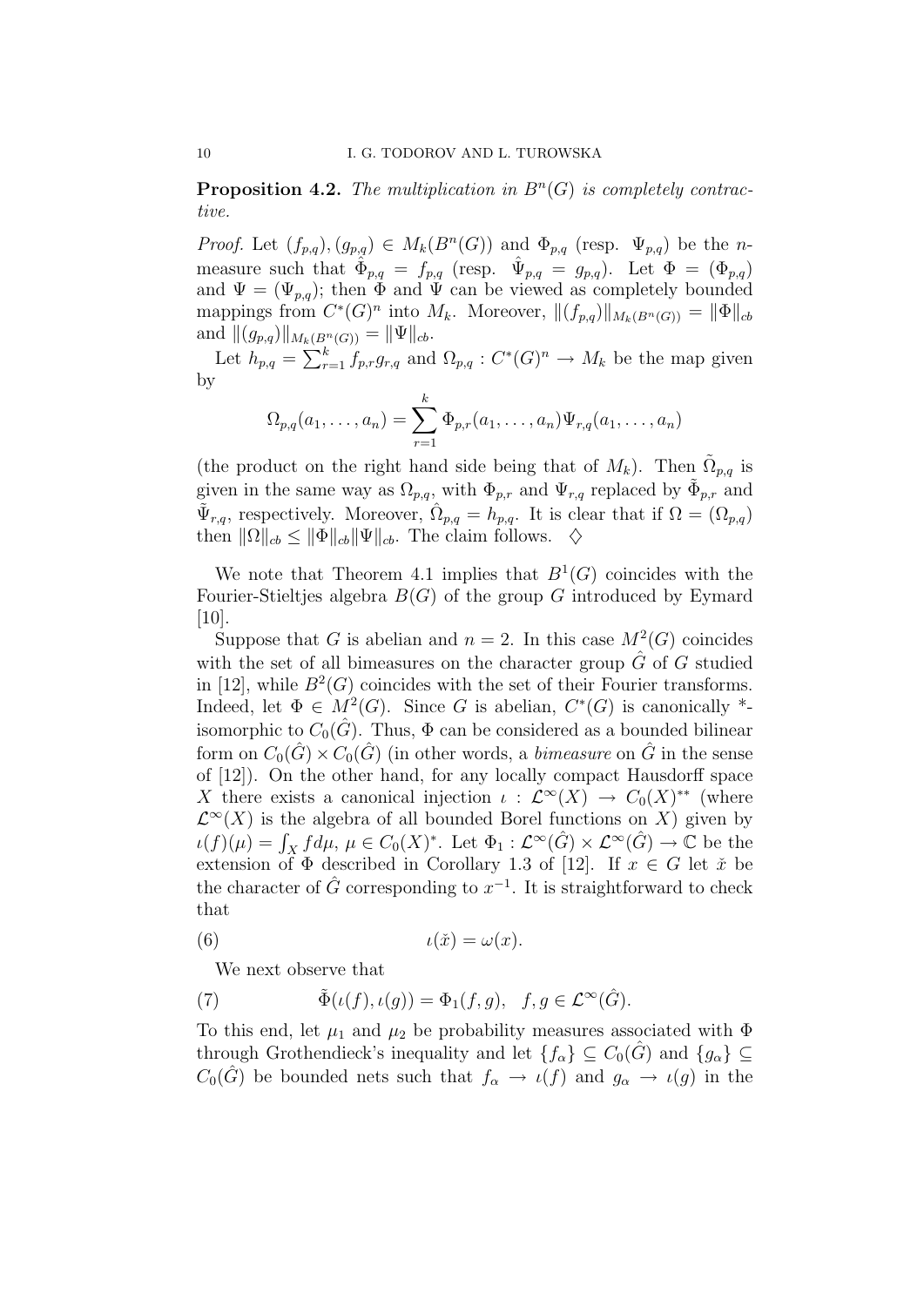**Proposition 4.2.** *The multiplication in $B^n(G)$ is completely contractive.*

*Proof.* Let $(f_{p,q}), (g_{p,q}) \in M_k(B^n(G))$ and $\Phi_{p,q}$ (resp. $\Psi_{p,q}$) be the $n$-measure such that $\hat{\Phi}_{p,q} = f_{p,q}$ (resp. $\hat{\Psi}_{p,q} = g_{p,q}$). Let $\Phi = (\Phi_{p,q})$ and $\Psi = (\Psi_{p,q})$; then $\Phi$ and $\Psi$ can be viewed as completely bounded mappings from $C^*(G)^n$ into $M_k$. Moreover, $\|(f_{p,q})\|_{M_k(B^n(G))} = \|\Phi\|_{cb}$ and $\|(g_{p,q})\|_{M_k(B^n(G))} = \|\Psi\|_{cb}$.

Let $h_{p,q} = \sum_{r=1}^k f_{p,r} g_{r,q}$ and $\Omega_{p,q} : C^*(G)^n \to M_k$ be the map given by

$$\Omega_{p,q}(a_1, \dots, a_n) = \sum_{r=1}^k \Phi_{p,r}(a_1, \dots, a_n) \Psi_{r,q}(a_1, \dots, a_n)$$

(the product on the right hand side being that of $M_k$). Then $\tilde{\Omega}_{p,q}$ is given in the same way as $\Omega_{p,q}$, with $\Phi_{p,r}$ and $\Psi_{r,q}$ replaced by $\tilde{\Phi}_{p,r}$ and $\tilde{\Psi}_{r,q}$, respectively. Moreover, $\hat{\Omega}_{p,q} = h_{p,q}$. It is clear that if $\Omega = (\Omega_{p,q})$ then $\|\Omega\|_{cb} \le \|\Phi\|_{cb} \|\Psi\|_{cb}$. The claim follows. $\diamondsuit$

We note that Theorem 4.1 implies that $B^1(G)$ coincides with the Fourier-Stieltjes algebra $B(G)$ of the group $G$ introduced by Eymard [10].

Suppose that $G$ is abelian and $n = 2$. In this case $M^2(G)$ coincides with the set of all bimeasures on the character group $\hat{G}$ of $G$ studied in [12], while $B^2(G)$ coincides with the set of their Fourier transforms. Indeed, let $\Phi \in M^2(G)$. Since $G$ is abelian, $C^*(G)$ is canonically *-isomorphic to $C_0(\hat{G})$. Thus, $\Phi$ can be considered as a bounded bilinear form on $C_0(\hat{G}) \times C_0(\hat{G})$ (in other words, a *bimeasure* on $\hat{G}$ in the sense of [12]). On the other hand, for any locally compact Hausdorff space $X$ there exists a canonical injection $\iota : \mathcal{L}^\infty(X) \to C_0(X)^{**}$ (where $\mathcal{L}^\infty(X)$ is the algebra of all bounded Borel functions on $X$) given by $\iota(f)(\mu) = \int_X f d\mu$, $\mu \in C_0(X)^*$. Let $\Phi_1 : \mathcal{L}^\infty(\hat{G}) \times \mathcal{L}^\infty(\hat{G}) \to \mathbb{C}$ be the extension of $\Phi$ described in Corollary 1.3 of [12]. If $x \in G$ let $\check{x}$ be the character of $\hat{G}$ corresponding to $x^{-1}$. It is straightforward to check that

$$\iota(\check{x}) = \omega(x). \tag{6}$$

We next observe that

$$\tilde{\Phi}(\iota(f), \iota(g)) = \Phi_1(f, g), \quad f, g \in \mathcal{L}^\infty(\hat{G}). \tag{7}$$

To this end, let $\mu_1$ and $\mu_2$ be probability measures associated with $\Phi$ through Grothendieck's inequality and let $\{f_\alpha\} \subseteq C_0(\hat{G})$ and $\{g_\alpha\} \subseteq C_0(\hat{G})$ be bounded nets such that $f_\alpha \to \iota(f)$ and $g_\alpha \to \iota(g)$ in the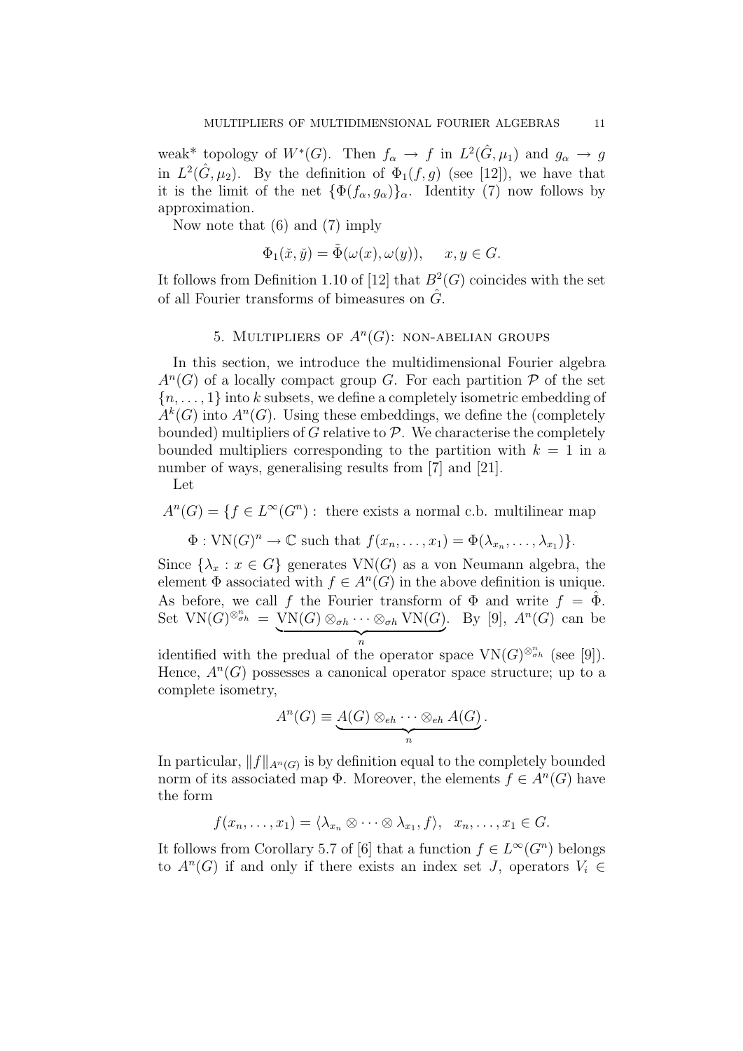weak* topology of $W^*(G)$. Then $f_\alpha \to f$ in $L^2(\hat{G}, \mu_1)$ and $g_\alpha \to g$ in $L^2(\hat{G}, \mu_2)$. By the definition of $\Phi_1(f, g)$ (see [12]), we have that it is the limit of the net $\{\Phi(f_\alpha, g_\alpha)\}_\alpha$. Identity (7) now follows by approximation.

Now note that (6) and (7) imply

$$\Phi_1(\check{x}, \check{y}) = \tilde{\Phi}(\omega(x), \omega(y)), \quad x, y \in G.$$

It follows from Definition 1.10 of [12] that $B^2(G)$ coincides with the set of all Fourier transforms of bimeasures on $\hat{G}$.

## 5. Multipliers of $A^n(G)$: non-abelian groups

In this section, we introduce the multidimensional Fourier algebra $A^n(G)$ of a locally compact group $G$. For each partition $\mathcal{P}$ of the set $\{n, \dots, 1\}$ into $k$ subsets, we define a completely isometric embedding of $A^k(G)$ into $A^n(G)$. Using these embeddings, we define the (completely bounded) multipliers of $G$ relative to $\mathcal{P}$. We characterise the completely bounded multipliers corresponding to the partition with $k = 1$ in a number of ways, generalising results from [7] and [21].

Let

$$A^n(G) = \{f \in L^\infty(G^n) : \text{ there exists a normal c.b. multilinear map}$$
$$\Phi : \mathrm{VN}(G)^n \to \mathbb{C} \text{ such that } f(x_n, \dots, x_1) = \Phi(\lambda_{x_n}, \dots, \lambda_{x_1})\}.$$

Since $\{\lambda_x : x \in G\}$ generates $\mathrm{VN}(G)$ as a von Neumann algebra, the element $\Phi$ associated with $f \in A^n(G)$ in the above definition is unique. As before, we call $f$ the Fourier transform of $\Phi$ and write $f = \hat{\Phi}$. Set $\mathrm{VN}(G)^{\otimes^n_{\sigma h}} = \underbrace{\mathrm{VN}(G) \otimes_{\sigma h} \cdots \otimes_{\sigma h} \mathrm{VN}(G)}_{n}$. By [9], $A^n(G)$ can be identified with the predual of the operator space $\mathrm{VN}(G)^{\otimes^n_{\sigma h}}$ (see [9]). Hence, $A^n(G)$ possesses a canonical operator space structure; up to a complete isometry,

$$A^n(G) \equiv \underbrace{A(G) \otimes_{eh} \cdots \otimes_{eh} A(G)}_{n}.$$

In particular, $\|f\|_{A^n(G)}$ is by definition equal to the completely bounded norm of its associated map $\Phi$. Moreover, the elements $f \in A^n(G)$ have the form

$$f(x_n, \dots, x_1) = \langle \lambda_{x_n} \otimes \cdots \otimes \lambda_{x_1}, f \rangle, \quad x_n, \dots, x_1 \in G.$$

It follows from Corollary 5.7 of [6] that a function $f \in L^\infty(G^n)$ belongs to $A^n(G)$ if and only if there exists an index set $J$, operators $V_i \in$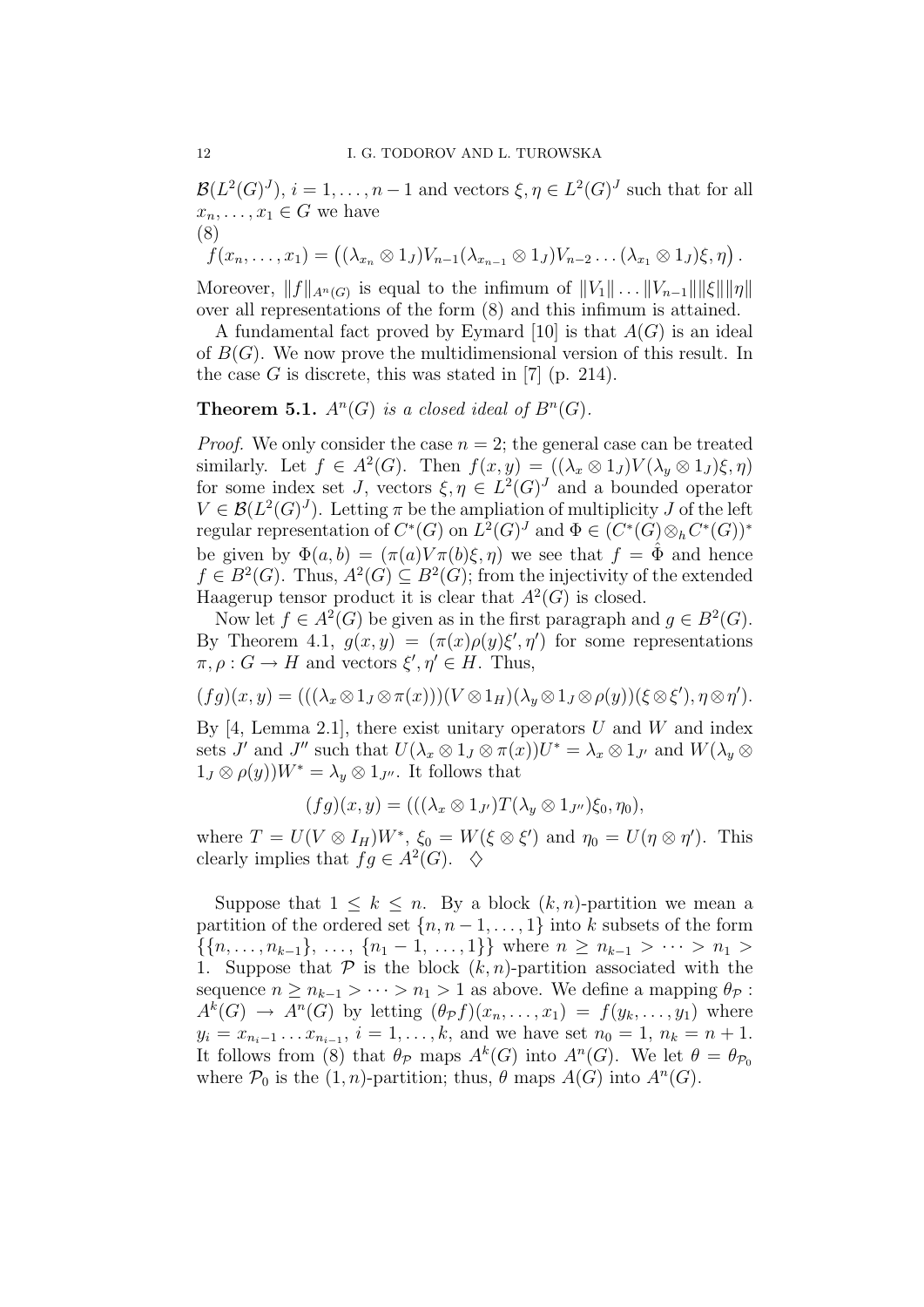$\mathcal{B}(L^2(G)^J)$, $i = 1, \ldots, n-1$ and vectors $\xi, \eta \in L^2(G)^J$ such that for all $x_n, \ldots, x_1 \in G$ we have

(8)
$$f(x_n, \ldots, x_1) = \left((\lambda_{x_n} \otimes 1_J)V_{n-1}(\lambda_{x_{n-1}} \otimes 1_J)V_{n-2} \ldots (\lambda_{x_1} \otimes 1_J)\xi, \eta\right).$$

Moreover, $\|f\|_{A^n(G)}$ is equal to the infimum of $\|V_1\| \ldots \|V_{n-1}\| \|\xi\| \|\eta\|$ over all representations of the form (8) and this infimum is attained.

A fundamental fact proved by Eymard [10] is that $A(G)$ is an ideal of $B(G)$. We now prove the multidimensional version of this result. In the case $G$ is discrete, this was stated in [7] (p. 214).

**Theorem 5.1.** *$A^n(G)$ is a closed ideal of $B^n(G)$.*

*Proof.* We only consider the case $n = 2$; the general case can be treated similarly. Let $f \in A^2(G)$. Then $f(x, y) = ((\lambda_x \otimes 1_J)V(\lambda_y \otimes 1_J)\xi, \eta)$ for some index set $J$, vectors $\xi, \eta \in L^2(G)^J$ and a bounded operator $V \in \mathcal{B}(L^2(G)^J)$. Letting $\pi$ be the ampliation of multiplicity $J$ of the left regular representation of $C^*(G)$ on $L^2(G)^J$ and $\Phi \in (C^*(G) \otimes_h C^*(G))^*$ be given by $\Phi(a, b) = (\pi(a)V\pi(b)\xi, \eta)$ we see that $f = \hat{\Phi}$ and hence $f \in B^2(G)$. Thus, $A^2(G) \subseteq B^2(G)$; from the injectivity of the extended Haagerup tensor product it is clear that $A^2(G)$ is closed.

Now let $f \in A^2(G)$ be given as in the first paragraph and $g \in B^2(G)$. By Theorem 4.1, $g(x, y) = (\pi(x)\rho(y)\xi', \eta')$ for some representations $\pi, \rho : G \to H$ and vectors $\xi', \eta' \in H$. Thus,

$$(fg)(x, y) = (((\lambda_x \otimes 1_J \otimes \pi(x)))(V \otimes 1_H)(\lambda_y \otimes 1_J \otimes \rho(y))(\xi \otimes \xi'), \eta \otimes \eta').$$

By [4, Lemma 2.1], there exist unitary operators $U$ and $W$ and index sets $J'$ and $J''$ such that $U(\lambda_x \otimes 1_J \otimes \pi(x))U^* = \lambda_x \otimes 1_{J'}$ and $W(\lambda_y \otimes 1_J \otimes \rho(y))W^* = \lambda_y \otimes 1_{J''}$. It follows that

$$(fg)(x, y) = (((\lambda_x \otimes 1_{J'})T(\lambda_y \otimes 1_{J''})\xi_0, \eta_0),$$

where $T = U(V \otimes I_H)W^*$, $\xi_0 = W(\xi \otimes \xi')$ and $\eta_0 = U(\eta \otimes \eta')$. This clearly implies that $fg \in A^2(G)$. $\diamondsuit$

Suppose that $1 \leq k \leq n$. By a block $(k, n)$-partition we mean a partition of the ordered set $\{n, n-1, \ldots, 1\}$ into $k$ subsets of the form $\{\{n, \ldots, n_{k-1}\}, \ldots, \{n_1 - 1, \ldots, 1\}\}$ where $n \geq n_{k-1} > \cdots > n_1 > 1$. Suppose that $\mathcal{P}$ is the block $(k, n)$-partition associated with the sequence $n \geq n_{k-1} > \cdots > n_1 > 1$ as above. We define a mapping $\theta_{\mathcal{P}} : A^k(G) \to A^n(G)$ by letting $(\theta_{\mathcal{P}} f)(x_n, \ldots, x_1) = f(y_k, \ldots, y_1)$ where $y_i = x_{n_i - 1} \ldots x_{n_{i-1}}$, $i = 1, \ldots, k$, and we have set $n_0 = 1$, $n_k = n + 1$. It follows from (8) that $\theta_{\mathcal{P}}$ maps $A^k(G)$ into $A^n(G)$. We let $\theta = \theta_{\mathcal{P}_0}$ where $\mathcal{P}_0$ is the $(1, n)$-partition; thus, $\theta$ maps $A(G)$ into $A^n(G)$.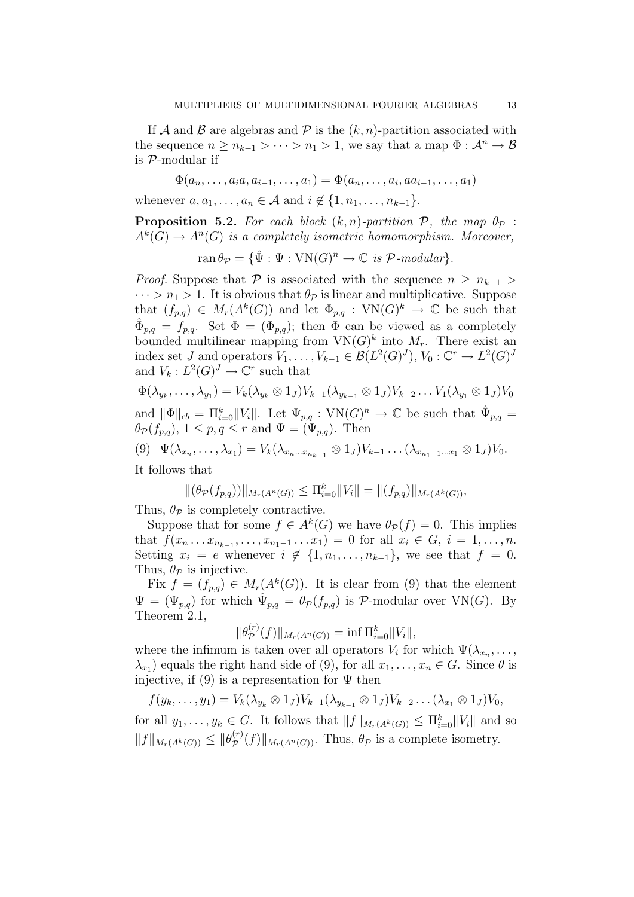If $\mathcal{A}$ and $\mathcal{B}$ are algebras and $\mathcal{P}$ is the $(k,n)$-partition associated with the sequence $n \geq n_{k-1} > \cdots > n_1 > 1$, we say that a map $\Phi : \mathcal{A}^n \to \mathcal{B}$ is $\mathcal{P}$-modular if

$$\Phi(a_n, \ldots, a_i a, a_{i-1}, \ldots, a_1) = \Phi(a_n, \ldots, a_i, a a_{i-1}, \ldots, a_1)$$

whenever $a, a_1, \ldots, a_n \in \mathcal{A}$ and $i \notin \{1, n_1, \ldots, n_{k-1}\}$.

**Proposition 5.2.** *For each block $(k,n)$-partition $\mathcal{P}$, the map $\theta_{\mathcal{P}} : A^k(G) \to A^n(G)$ is a completely isometric homomorphism. Moreover,*

$$\operatorname{ran} \theta_{\mathcal{P}} = \{\hat{\Psi} : \Psi : \mathrm{VN}(G)^n \to \mathbb{C} \text{ is } \mathcal{P}\text{-modular}\}.$$

*Proof.* Suppose that $\mathcal{P}$ is associated with the sequence $n \geq n_{k-1} > \cdots > n_1 > 1$. It is obvious that $\theta_{\mathcal{P}}$ is linear and multiplicative. Suppose that $(f_{p,q}) \in M_r(A^k(G))$ and let $\Phi_{p,q} : \mathrm{VN}(G)^k \to \mathbb{C}$ be such that $\hat{\Phi}_{p,q} = f_{p,q}$. Set $\Phi = (\Phi_{p,q})$; then $\Phi$ can be viewed as a completely bounded multilinear mapping from $\mathrm{VN}(G)^k$ into $M_r$. There exist an index set $J$ and operators $V_1, \ldots, V_{k-1} \in \mathcal{B}(L^2(G)^J)$, $V_0 : \mathbb{C}^r \to L^2(G)^J$ and $V_k : L^2(G)^J \to \mathbb{C}^r$ such that

$$\Phi(\lambda_{y_k}, \ldots, \lambda_{y_1}) = V_k(\lambda_{y_k} \otimes 1_J)V_{k-1}(\lambda_{y_{k-1}} \otimes 1_J)V_{k-2} \ldots V_1(\lambda_{y_1} \otimes 1_J)V_0$$

and $\|\Phi\|_{cb} = \Pi_{i=0}^k \|V_i\|$. Let $\Psi_{p,q} : \mathrm{VN}(G)^n \to \mathbb{C}$ be such that $\hat{\Psi}_{p,q} = \theta_{\mathcal{P}}(f_{p,q})$, $1 \leq p, q \leq r$ and $\Psi = (\Psi_{p,q})$. Then

$$\Psi(\lambda_{x_n}, \ldots, \lambda_{x_1}) = V_k(\lambda_{x_n \ldots x_{n_{k-1}}} \otimes 1_J)V_{k-1} \ldots (\lambda_{x_{n_1-1} \ldots x_1} \otimes 1_J)V_0. \tag{9}$$

It follows that

$$\|(\theta_{\mathcal{P}}(f_{p,q}))\|_{M_r(A^n(G))} \leq \Pi_{i=0}^k \|V_i\| = \|(f_{p,q})\|_{M_r(A^k(G))},$$

Thus, $\theta_{\mathcal{P}}$ is completely contractive.

Suppose that for some $f \in A^k(G)$ we have $\theta_{\mathcal{P}}(f) = 0$. This implies that $f(x_n \ldots x_{n_{k-1}}, \ldots, x_{n_1-1} \ldots x_1) = 0$ for all $x_i \in G$, $i = 1, \ldots, n$. Setting $x_i = e$ whenever $i \notin \{1, n_1, \ldots, n_{k-1}\}$, we see that $f = 0$. Thus, $\theta_{\mathcal{P}}$ is injective.

Fix $f = (f_{p,q}) \in M_r(A^k(G))$. It is clear from (9) that the element $\Psi = (\Psi_{p,q})$ for which $\hat{\Psi}_{p,q} = \theta_{\mathcal{P}}(f_{p,q})$ is $\mathcal{P}$-modular over $\mathrm{VN}(G)$. By Theorem 2.1,

$$\|\theta_{\mathcal{P}}^{(r)}(f)\|_{M_r(A^n(G))} = \inf \Pi_{i=0}^k \|V_i\|,$$

where the infimum is taken over all operators $V_i$ for which $\Psi(\lambda_{x_n}, \ldots, \lambda_{x_1})$ equals the right hand side of (9), for all $x_1, \ldots, x_n \in G$. Since $\theta$ is injective, if (9) is a representation for $\Psi$ then

$$f(y_k, \ldots, y_1) = V_k(\lambda_{y_k} \otimes 1_J)V_{k-1}(\lambda_{y_{k-1}} \otimes 1_J)V_{k-2} \ldots (\lambda_{x_1} \otimes 1_J)V_0,$$

for all $y_1, \ldots, y_k \in G$. It follows that $\|f\|_{M_r(A^k(G))} \leq \Pi_{i=0}^k \|V_i\|$ and so $\|f\|_{M_r(A^k(G))} \leq \|\theta_{\mathcal{P}}^{(r)}(f)\|_{M_r(A^n(G))}$. Thus, $\theta_{\mathcal{P}}$ is a complete isometry.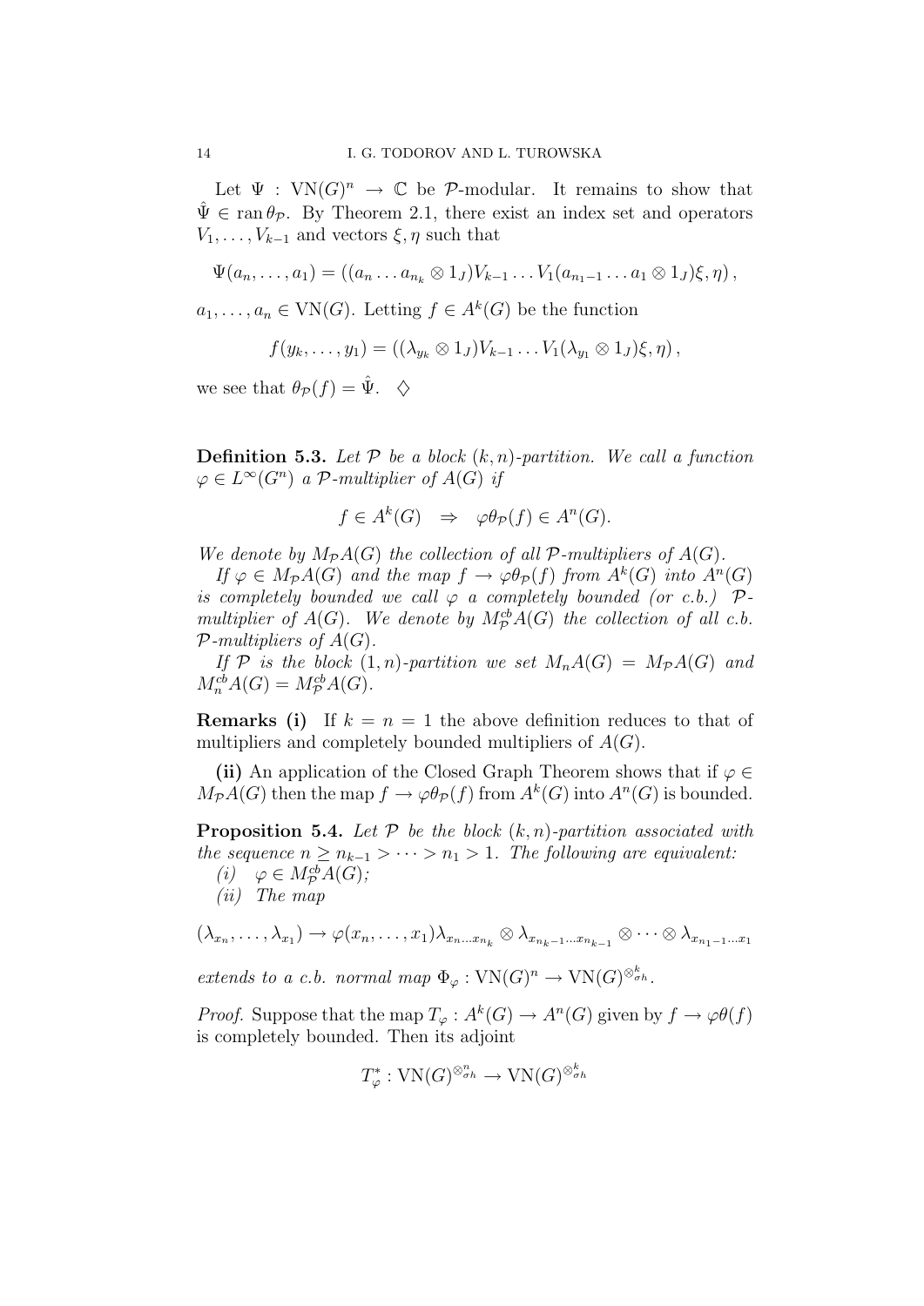Let $\Psi : \mathrm{VN}(G)^n \to \mathbb{C}$ be $\mathcal{P}$-modular. It remains to show that $\hat{\Psi} \in \operatorname{ran} \theta_{\mathcal{P}}$. By Theorem 2.1, there exist an index set and operators $V_1, \dots, V_{k-1}$ and vectors $\xi, \eta$ such that

$$\Psi(a_n, \dots, a_1) = ((a_n \dots a_{n_k} \otimes 1_J)V_{k-1} \dots V_1(a_{n_1-1} \dots a_1 \otimes 1_J)\xi, \eta),$$

$a_1, \dots, a_n \in \mathrm{VN}(G)$. Letting $f \in A^k(G)$ be the function

$$f(y_k, \dots, y_1) = ((\lambda_{y_k} \otimes 1_J)V_{k-1} \dots V_1(\lambda_{y_1} \otimes 1_J)\xi, \eta),$$

we see that $\theta_{\mathcal{P}}(f) = \hat{\Psi}$. $\diamondsuit$

**Definition 5.3.** *Let $\mathcal{P}$ be a block $(k,n)$-partition. We call a function $\varphi \in L^\infty(G^n)$ a $\mathcal{P}$-multiplier of $A(G)$ if*

$$f \in A^k(G) \quad \Rightarrow \quad \varphi\theta_{\mathcal{P}}(f) \in A^n(G).$$

*We denote by $M_{\mathcal{P}}A(G)$ the collection of all $\mathcal{P}$-multipliers of $A(G)$.*

*If $\varphi \in M_{\mathcal{P}}A(G)$ and the map $f \to \varphi\theta_{\mathcal{P}}(f)$ from $A^k(G)$ into $A^n(G)$ is completely bounded we call $\varphi$ a completely bounded (or c.b.) $\mathcal{P}$-multiplier of $A(G)$. We denote by $M^{cb}_{\mathcal{P}}A(G)$ the collection of all c.b. $\mathcal{P}$-multipliers of $A(G)$.*

*If $\mathcal{P}$ is the block $(1,n)$-partition we set $M_nA(G) = M_{\mathcal{P}}A(G)$ and $M^{cb}_nA(G) = M^{cb}_{\mathcal{P}}A(G)$.*

**Remarks (i)** If $k = n = 1$ the above definition reduces to that of multipliers and completely bounded multipliers of $A(G)$.

**(ii)** An application of the Closed Graph Theorem shows that if $\varphi \in M_{\mathcal{P}}A(G)$ then the map $f \to \varphi\theta_{\mathcal{P}}(f)$ from $A^k(G)$ into $A^n(G)$ is bounded.

**Proposition 5.4.** *Let $\mathcal{P}$ be the block $(k,n)$-partition associated with the sequence $n \geq n_{k-1} > \dots > n_1 > 1$. The following are equivalent:*

*(i)* $\varphi \in M^{cb}_{\mathcal{P}}A(G)$*;*

*(ii) The map*

$$(\lambda_{x_n}, \dots, \lambda_{x_1}) \to \varphi(x_n, \dots, x_1)\lambda_{x_n \dots x_{n_k}} \otimes \lambda_{x_{n_k-1} \dots x_{n_{k-1}}} \otimes \dots \otimes \lambda_{x_{n_1-1} \dots x_1}$$

*extends to a c.b. normal map $\Phi_\varphi : \mathrm{VN}(G)^n \to \mathrm{VN}(G)^{\otimes^k_{\sigma h}}$.*

*Proof.* Suppose that the map $T_\varphi : A^k(G) \to A^n(G)$ given by $f \to \varphi\theta(f)$ is completely bounded. Then its adjoint

$$T^*_\varphi : \mathrm{VN}(G)^{\otimes^n_{\sigma h}} \to \mathrm{VN}(G)^{\otimes^k_{\sigma h}}$$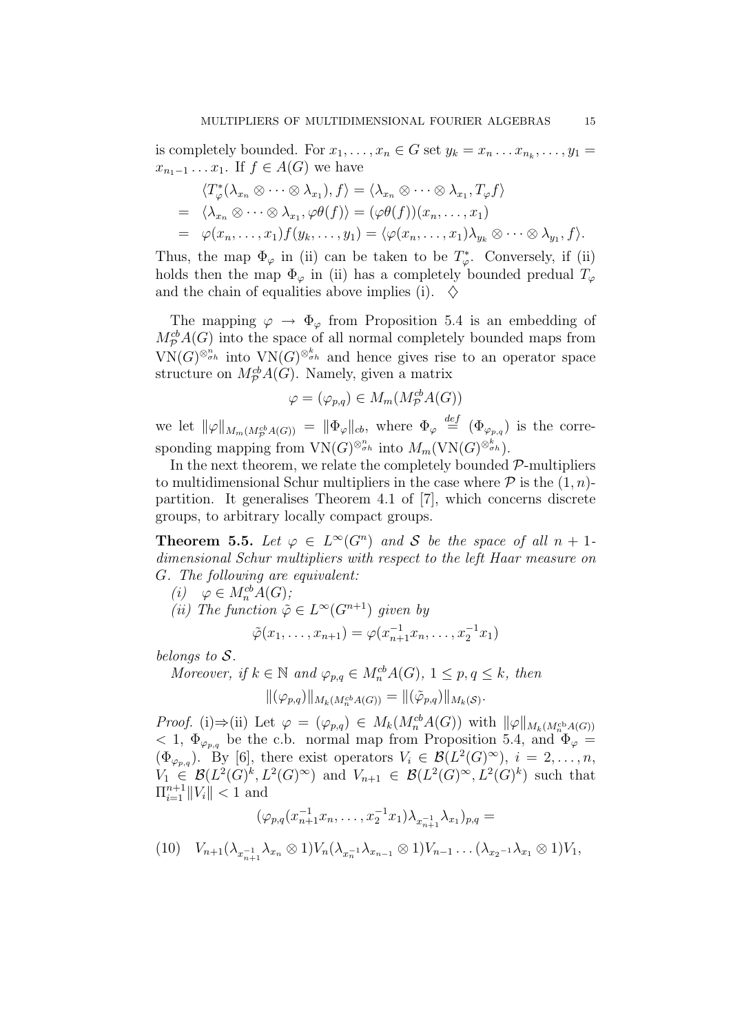is completely bounded. For $x_1, \dots, x_n \in G$ set $y_k = x_n \dots x_{n_k}, \dots, y_1 = x_{n_1-1} \dots x_1$. If $f \in A(G)$ we have

$$
\begin{aligned}
& \langle T_\varphi^*(\lambda_{x_n} \otimes \cdots \otimes \lambda_{x_1}), f \rangle = \langle \lambda_{x_n} \otimes \cdots \otimes \lambda_{x_1}, T_\varphi f \rangle \\
= \ & \langle \lambda_{x_n} \otimes \cdots \otimes \lambda_{x_1}, \varphi\theta(f) \rangle = (\varphi\theta(f))(x_n, \dots, x_1) \\
= \ & \varphi(x_n, \dots, x_1) f(y_k, \dots, y_1) = \langle \varphi(x_n, \dots, x_1) \lambda_{y_k} \otimes \cdots \otimes \lambda_{y_1}, f \rangle.
\end{aligned}
$$

Thus, the map $\Phi_\varphi$ in (ii) can be taken to be $T_\varphi^*$. Conversely, if (ii) holds then the map $\Phi_\varphi$ in (ii) has a completely bounded predual $T_\varphi$ and the chain of equalities above implies (i). $\diamondsuit$

The mapping $\varphi \to \Phi_\varphi$ from Proposition 5.4 is an embedding of $M_{\mathcal{P}}^{cb} A(G)$ into the space of all normal completely bounded maps from $\mathrm{VN}(G)^{\bar{\otimes}_{\sigma h}^n}$ into $\mathrm{VN}(G)^{\bar{\otimes}_{\sigma h}^k}$ and hence gives rise to an operator space structure on $M_{\mathcal{P}}^{cb} A(G)$. Namely, given a matrix

$$
\varphi = (\varphi_{p,q}) \in M_m(M_{\mathcal{P}}^{cb} A(G))
$$

we let $\|\varphi\|_{M_m(M_{\mathcal{P}}^{cb} A(G))} = \|\Phi_\varphi\|_{cb}$, where $\Phi_\varphi \stackrel{def}{=} (\Phi_{\varphi_{p,q}})$ is the corresponding mapping from $\mathrm{VN}(G)^{\bar{\otimes}_{\sigma h}^n}$ into $M_m(\mathrm{VN}(G)^{\bar{\otimes}_{\sigma h}^k})$.

In the next theorem, we relate the completely bounded $\mathcal{P}$-multipliers to multidimensional Schur multipliers in the case where $\mathcal{P}$ is the $(1, n)$-partition. It generalises Theorem 4.1 of [7], which concerns discrete groups, to arbitrary locally compact groups.

**Theorem 5.5.** *Let $\varphi \in L^\infty(G^n)$ and $\mathcal{S}$ be the space of all $n+1$-dimensional Schur multipliers with respect to the left Haar measure on $G$. The following are equivalent:*

*(i)* $\varphi \in M_n^{cb} A(G)$;

*(ii) The function $\tilde{\varphi} \in L^\infty(G^{n+1})$ given by*

$$
\tilde{\varphi}(x_1, \dots, x_{n+1}) = \varphi(x_{n+1}^{-1} x_n, \dots, x_2^{-1} x_1)
$$

*belongs to $\mathcal{S}$.*

*Moreover, if $k \in \mathbb{N}$ and $\varphi_{p,q} \in M_n^{cb} A(G)$, $1 \le p, q \le k$, then*

$$
\|(\varphi_{p,q})\|_{M_k(M_n^{cb} A(G))} = \|(\tilde{\varphi}_{p,q})\|_{M_k(\mathcal{S})}.
$$

*Proof.* (i)⇒(ii) Let $\varphi = (\varphi_{p,q}) \in M_k(M_n^{cb} A(G))$ with $\|\varphi\|_{M_k(M_n^{cb} A(G))} < 1$, $\Phi_{\varphi_{p,q}}$ be the c.b. normal map from Proposition 5.4, and $\Phi_\varphi = (\Phi_{\varphi_{p,q}})$. By [6], there exist operators $V_i \in \mathcal{B}(L^2(G)^\infty)$, $i = 2, \dots, n$, $V_1 \in \mathcal{B}(L^2(G)^k, L^2(G)^\infty)$ and $V_{n+1} \in \mathcal{B}(L^2(G)^\infty, L^2(G)^k)$ such that $\Pi_{i=1}^{n+1} \|V_i\| < 1$ and

$$
(\varphi_{p,q}(x_{n+1}^{-1} x_n, \dots, x_2^{-1} x_1) \lambda_{x_{n+1}^{-1}} \lambda_{x_1})_{p,q} =
$$

$$
V_{n+1}(\lambda_{x_{n+1}^{-1}} \lambda_{x_n} \otimes 1) V_n (\lambda_{x_n^{-1}} \lambda_{x_{n-1}} \otimes 1) V_{n-1} \dots (\lambda_{x_2{}^{-1}} \lambda_{x_1} \otimes 1) V_1, \tag{10}
$$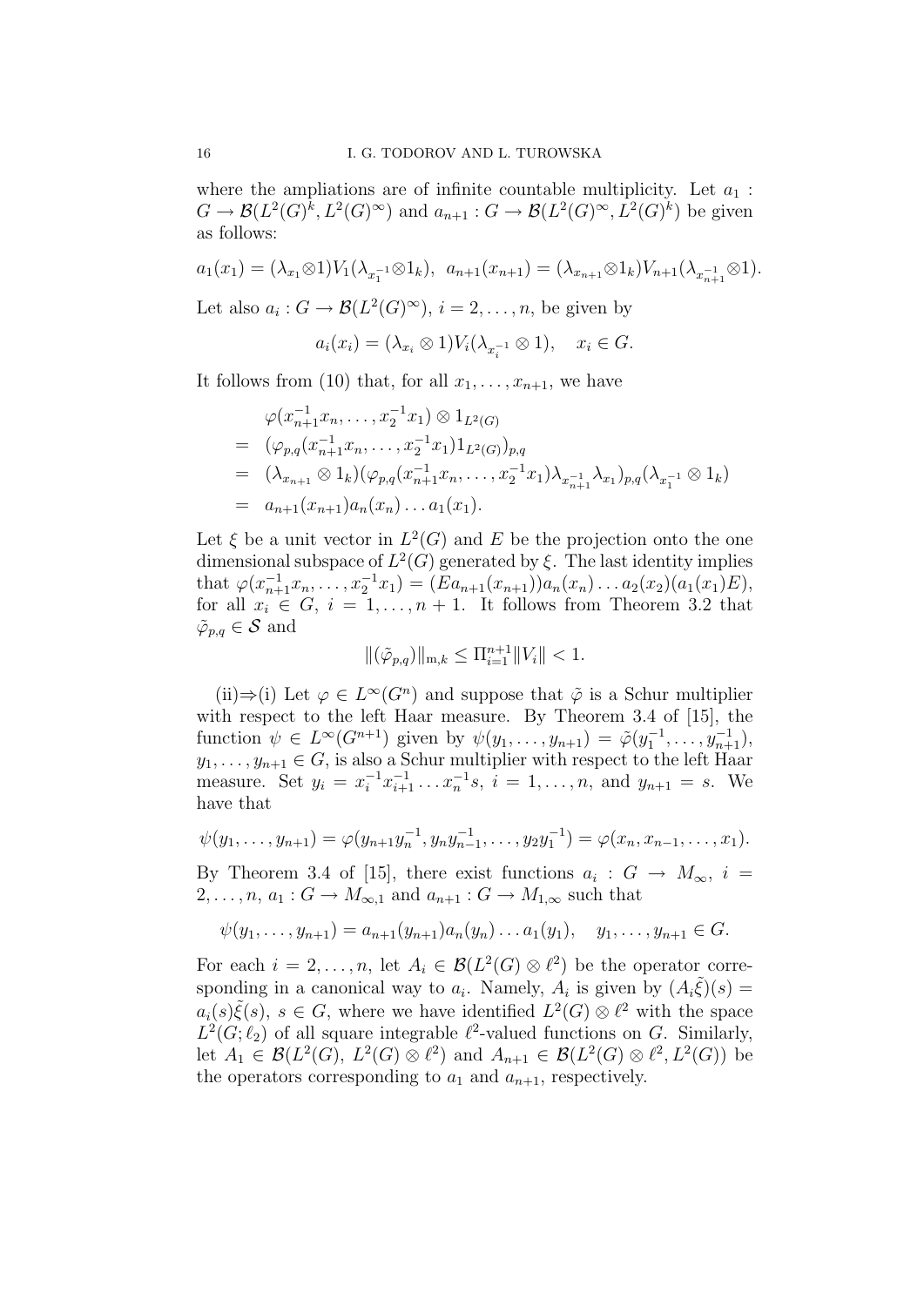where the ampliations are of infinite countable multiplicity. Let $a_1 : G \to \mathcal{B}(L^2(G)^k, L^2(G)^\infty)$ and $a_{n+1} : G \to \mathcal{B}(L^2(G)^\infty, L^2(G)^k)$ be given as follows:

$$a_1(x_1) = (\lambda_{x_1} \otimes 1) V_1 (\lambda_{x_1^{-1}} \otimes 1_k), \;\; a_{n+1}(x_{n+1}) = (\lambda_{x_{n+1}} \otimes 1_k) V_{n+1} (\lambda_{x_{n+1}^{-1}} \otimes 1).$$

Let also $a_i : G \to \mathcal{B}(L^2(G)^\infty)$, $i = 2, \dots, n$, be given by

$$a_i(x_i) = (\lambda_{x_i} \otimes 1) V_i (\lambda_{x_i^{-1}} \otimes 1), \quad x_i \in G.$$

It follows from (10) that, for all $x_1, \dots, x_{n+1}$, we have

$$\begin{aligned}
& \varphi(x_{n+1}^{-1} x_n, \dots, x_2^{-1} x_1) \otimes 1_{L^2(G)} \\
= \;& (\varphi_{p,q}(x_{n+1}^{-1} x_n, \dots, x_2^{-1} x_1) 1_{L^2(G)})_{p,q} \\
= \;& (\lambda_{x_{n+1}} \otimes 1_k)(\varphi_{p,q}(x_{n+1}^{-1} x_n, \dots, x_2^{-1} x_1) \lambda_{x_{n+1}^{-1}} \lambda_{x_1})_{p,q} (\lambda_{x_1^{-1}} \otimes 1_k) \\
= \;& a_{n+1}(x_{n+1}) a_n(x_n) \dots a_1(x_1).
\end{aligned}$$

Let $\xi$ be a unit vector in $L^2(G)$ and $E$ be the projection onto the one dimensional subspace of $L^2(G)$ generated by $\xi$. The last identity implies that $\varphi(x_{n+1}^{-1} x_n, \dots, x_2^{-1} x_1) = (E a_{n+1}(x_{n+1})) a_n(x_n) \dots a_2(x_2)(a_1(x_1) E)$, for all $x_i \in G$, $i = 1, \dots, n+1$. It follows from Theorem 3.2 that $\tilde{\varphi}_{p,q} \in \mathcal{S}$ and

$$\|(\tilde{\varphi}_{p,q})\|_{\mathrm{m},k} \leq \Pi_{i=1}^{n+1} \|V_i\| < 1.$$

(ii)⇒(i) Let $\varphi \in L^\infty(G^n)$ and suppose that $\tilde{\varphi}$ is a Schur multiplier with respect to the left Haar measure. By Theorem 3.4 of [15], the function $\psi \in L^\infty(G^{n+1})$ given by $\psi(y_1, \dots, y_{n+1}) = \tilde{\varphi}(y_1^{-1}, \dots, y_{n+1}^{-1})$, $y_1, \dots, y_{n+1} \in G$, is also a Schur multiplier with respect to the left Haar measure. Set $y_i = x_i^{-1} x_{i+1}^{-1} \dots x_n^{-1} s$, $i = 1, \dots, n$, and $y_{n+1} = s$. We have that

$$\psi(y_1, \dots, y_{n+1}) = \varphi(y_{n+1} y_n^{-1}, y_n y_{n-1}^{-1}, \dots, y_2 y_1^{-1}) = \varphi(x_n, x_{n-1}, \dots, x_1).$$

By Theorem 3.4 of [15], there exist functions $a_i : G \to M_\infty$, $i = 2, \dots, n$, $a_1 : G \to M_{\infty,1}$ and $a_{n+1} : G \to M_{1,\infty}$ such that

$$\psi(y_1, \dots, y_{n+1}) = a_{n+1}(y_{n+1}) a_n(y_n) \dots a_1(y_1), \quad y_1, \dots, y_{n+1} \in G.$$

For each $i = 2, \dots, n$, let $A_i \in \mathcal{B}(L^2(G) \otimes \ell^2)$ be the operator corresponding in a canonical way to $a_i$. Namely, $A_i$ is given by $(A_i \tilde{\xi})(s) = a_i(s) \tilde{\xi}(s)$, $s \in G$, where we have identified $L^2(G) \otimes \ell^2$ with the space $L^2(G; \ell_2)$ of all square integrable $\ell^2$-valued functions on $G$. Similarly, let $A_1 \in \mathcal{B}(L^2(G), L^2(G) \otimes \ell^2)$ and $A_{n+1} \in \mathcal{B}(L^2(G) \otimes \ell^2, L^2(G))$ be the operators corresponding to $a_1$ and $a_{n+1}$, respectively.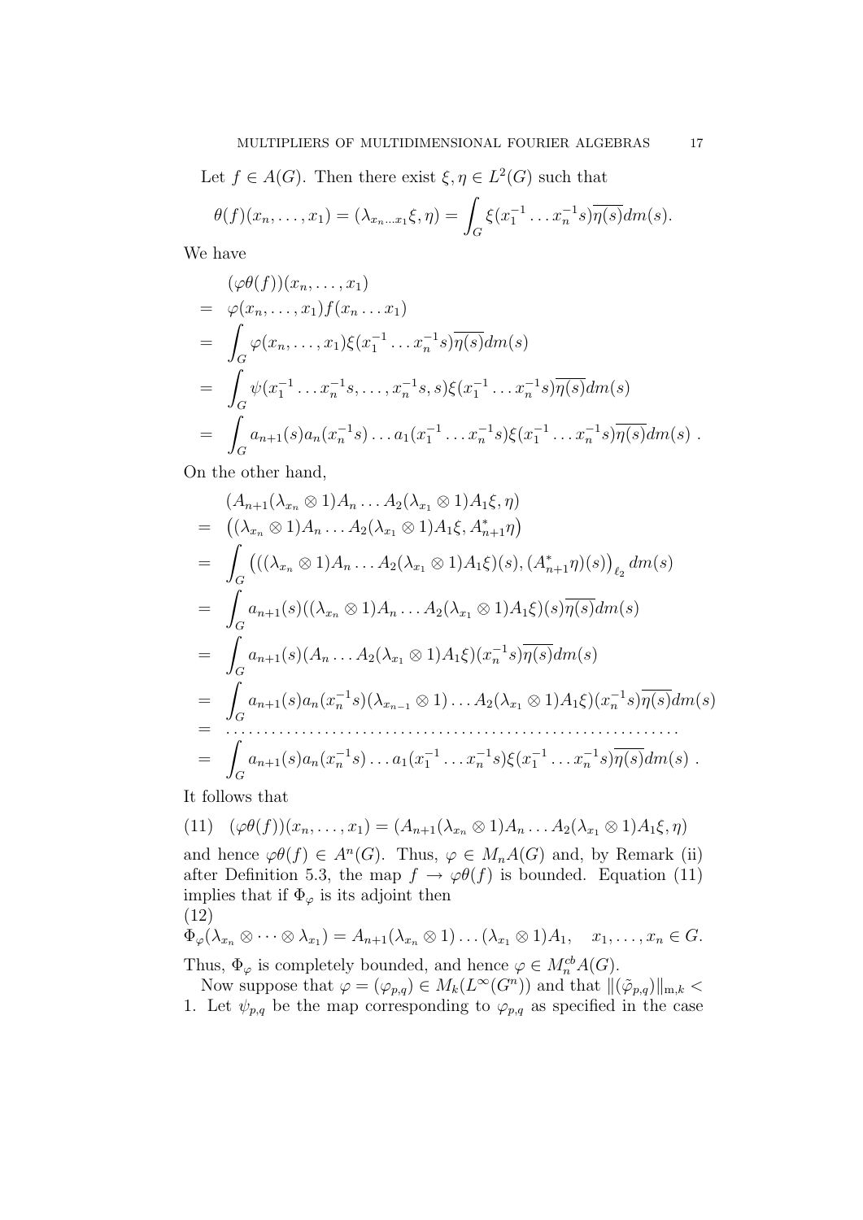Let $f \in A(G)$. Then there exist $\xi, \eta \in L^2(G)$ such that

$$\theta(f)(x_n, \dots, x_1) = (\lambda_{x_n \dots x_1}\xi, \eta) = \int_G \xi(x_1^{-1} \dots x_n^{-1}s)\overline{\eta(s)}dm(s).$$

We have

$$\begin{aligned}
& (\varphi\theta(f))(x_n, \dots, x_1) \\
= \ & \varphi(x_n, \dots, x_1) f(x_n \dots x_1) \\
= \ & \int_G \varphi(x_n, \dots, x_1)\xi(x_1^{-1} \dots x_n^{-1}s)\overline{\eta(s)}dm(s) \\
= \ & \int_G \psi(x_1^{-1} \dots x_n^{-1}s, \dots, x_n^{-1}s, s)\xi(x_1^{-1} \dots x_n^{-1}s)\overline{\eta(s)}dm(s) \\
= \ & \int_G a_{n+1}(s)a_n(x_n^{-1}s) \dots a_1(x_1^{-1} \dots x_n^{-1}s)\xi(x_1^{-1} \dots x_n^{-1}s)\overline{\eta(s)}dm(s) \ .
\end{aligned}$$

On the other hand,

$$\begin{aligned}
& (A_{n+1}(\lambda_{x_n} \otimes 1)A_n \dots A_2(\lambda_{x_1} \otimes 1)A_1\xi, \eta) \\
= \ & \big((\lambda_{x_n} \otimes 1)A_n \dots A_2(\lambda_{x_1} \otimes 1)A_1\xi, A_{n+1}^*\eta\big) \\
= \ & \int_G \big(((\lambda_{x_n} \otimes 1)A_n \dots A_2(\lambda_{x_1} \otimes 1)A_1\xi)(s), (A_{n+1}^*\eta)(s)\big)_{\ell_2} dm(s) \\
= \ & \int_G a_{n+1}(s)((\lambda_{x_n} \otimes 1)A_n \dots A_2(\lambda_{x_1} \otimes 1)A_1\xi)(s)\overline{\eta(s)}dm(s) \\
= \ & \int_G a_{n+1}(s)(A_n \dots A_2(\lambda_{x_1} \otimes 1)A_1\xi)(x_n^{-1}s)\overline{\eta(s)}dm(s) \\
= \ & \int_G a_{n+1}(s)a_n(x_n^{-1}s)(\lambda_{x_{n-1}} \otimes 1) \dots A_2(\lambda_{x_1} \otimes 1)A_1\xi)(x_n^{-1}s)\overline{\eta(s)}dm(s) \\
= \ & \dots\dots\dots\dots\dots\dots\dots\dots\dots\dots\dots\dots\dots\dots\dots\dots\dots\dots \\
= \ & \int_G a_{n+1}(s)a_n(x_n^{-1}s) \dots a_1(x_1^{-1} \dots x_n^{-1}s)\xi(x_1^{-1} \dots x_n^{-1}s)\overline{\eta(s)}dm(s) \ .
\end{aligned}$$

It follows that

$$(\varphi\theta(f))(x_n, \dots, x_1) = (A_{n+1}(\lambda_{x_n} \otimes 1)A_n \dots A_2(\lambda_{x_1} \otimes 1)A_1\xi, \eta) \tag{11}$$

and hence $\varphi\theta(f) \in A^n(G)$. Thus, $\varphi \in M_nA(G)$ and, by Remark (ii) after Definition 5.3, the map $f \to \varphi\theta(f)$ is bounded. Equation (11) implies that if $\Phi_\varphi$ is its adjoint then

$$\Phi_\varphi(\lambda_{x_n} \otimes \dots \otimes \lambda_{x_1}) = A_{n+1}(\lambda_{x_n} \otimes 1) \dots (\lambda_{x_1} \otimes 1)A_1, \quad x_1, \dots, x_n \in G. \tag{12}$$

Thus, $\Phi_\varphi$ is completely bounded, and hence $\varphi \in M_n^{cb}A(G)$.

Now suppose that $\varphi = (\varphi_{p,q}) \in M_k(L^\infty(G^n))$ and that $\|(\tilde{\varphi}_{p,q})\|_{\mathrm{m},k} < 1$. Let $\psi_{p,q}$ be the map corresponding to $\varphi_{p,q}$ as specified in the case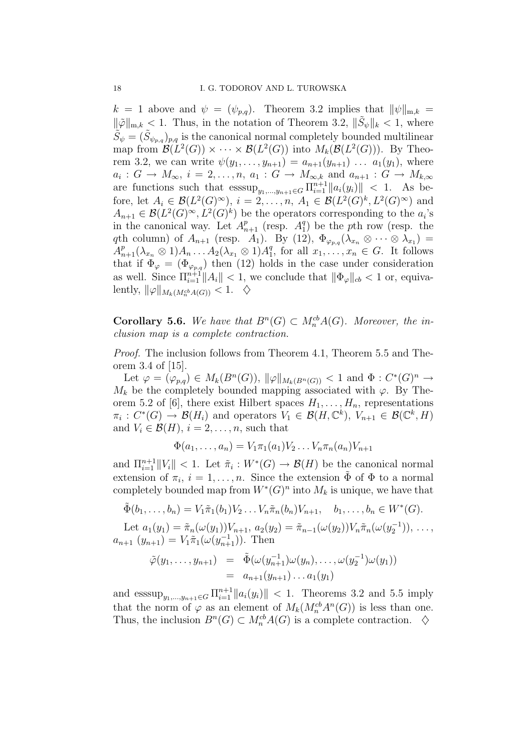$k = 1$ above and $\psi = (\psi_{p,q})$. Theorem 3.2 implies that $\|\psi\|_{\mathrm{m},k} = \|\tilde{\varphi}\|_{\mathrm{m},k} < 1$. Thus, in the notation of Theorem 3.2, $\|\tilde{S}_\psi\|_k < 1$, where $\tilde{S}_\psi = (\tilde{S}_{\psi_{p,q}})_{p,q}$ is the canonical normal completely bounded multilinear map from $\mathcal{B}(L^2(G)) \times \cdots \times \mathcal{B}(L^2(G))$ into $M_k(\mathcal{B}(L^2(G)))$. By Theorem 3.2, we can write $\psi(y_1, \dots, y_{n+1}) = a_{n+1}(y_{n+1}) \ \dots \ a_1(y_1)$, where $a_i : G \to M_\infty$, $i = 2, \dots, n$, $a_1 : G \to M_{\infty,k}$ and $a_{n+1} : G \to M_{k,\infty}$ are functions such that $\mathrm{esssup}_{y_1,\dots,y_{n+1}\in G} \Pi_{i=1}^{n+1} \|a_i(y_i)\| < 1$. As before, let $A_i \in \mathcal{B}(L^2(G)^\infty)$, $i = 2, \dots, n$, $A_1 \in \mathcal{B}(L^2(G)^k, L^2(G)^\infty)$ and $A_{n+1} \in \mathcal{B}(L^2(G)^\infty, L^2(G)^k)$ be the operators corresponding to the $a_i$'s in the canonical way. Let $A_{n+1}^p$ (resp. $A_1^q$) be the $p$th row (resp. the $q$th column) of $A_{n+1}$ (resp. $A_1$). By (12), $\Phi_{\varphi_{p,q}}(\lambda_{x_n} \otimes \cdots \otimes \lambda_{x_1}) = A_{n+1}^p(\lambda_{x_n} \otimes 1)A_n \dots A_2(\lambda_{x_1} \otimes 1)A_1^q$, for all $x_1, \dots, x_n \in G$. It follows that if $\Phi_\varphi = (\Phi_{\varphi_{p,q}})$ then (12) holds in the case under consideration as well. Since $\Pi_{i=1}^{n+1} \|A_i\| < 1$, we conclude that $\|\Phi_\varphi\|_{cb} < 1$ or, equivalently, $\|\varphi\|_{M_k(M_n^{cb}A(G))} < 1$. $\diamondsuit$

**Corollary 5.6.** *We have that $B^n(G) \subset M_n^{cb}A(G)$. Moreover, the inclusion map is a complete contraction.*

*Proof.* The inclusion follows from Theorem 4.1, Theorem 5.5 and Theorem 3.4 of [15].

Let $\varphi = (\varphi_{p,q}) \in M_k(B^n(G))$, $\|\varphi\|_{M_k(B^n(G))} < 1$ and $\Phi : C^*(G)^n \to M_k$ be the completely bounded mapping associated with $\varphi$. By Theorem 5.2 of [6], there exist Hilbert spaces $H_1, \dots, H_n$, representations $\pi_i : C^*(G) \to \mathcal{B}(H_i)$ and operators $V_1 \in \mathcal{B}(H, \mathbb{C}^k)$, $V_{n+1} \in \mathcal{B}(\mathbb{C}^k, H)$ and $V_i \in \mathcal{B}(H)$, $i = 2, \dots, n$, such that

$$\Phi(a_1, \dots, a_n) = V_1 \pi_1(a_1) V_2 \dots V_n \pi_n(a_n) V_{n+1}$$

and $\Pi_{i=1}^{n+1} \|V_i\| < 1$. Let $\tilde{\pi}_i : W^*(G) \to \mathcal{B}(H)$ be the canonical normal extension of $\pi_i$, $i = 1, \dots, n$. Since the extension $\tilde{\Phi}$ of $\Phi$ to a normal completely bounded map from $W^*(G)^n$ into $M_k$ is unique, we have that

$$\tilde{\Phi}(b_1, \dots, b_n) = V_1 \tilde{\pi}_1(b_1) V_2 \dots V_n \tilde{\pi}_n(b_n) V_{n+1}, \quad b_1, \dots, b_n \in W^*(G).$$

Let $a_1(y_1) = \tilde{\pi}_n(\omega(y_1))V_{n+1}$, $a_2(y_2) = \tilde{\pi}_{n-1}(\omega(y_2))V_n \tilde{\pi}_n(\omega(y_2^{-1}))$, $\dots$, $a_{n+1}\ (y_{n+1}) = V_1 \tilde{\pi}_1(\omega(y_{n+1}^{-1}))$. Then

$$\begin{aligned} \tilde{\varphi}(y_1, \dots, y_{n+1}) &= \tilde{\Phi}(\omega(y_{n+1}^{-1})\omega(y_n), \dots, \omega(y_2^{-1})\omega(y_1)) \\ &= a_{n+1}(y_{n+1}) \dots a_1(y_1) \end{aligned}$$

and $\mathrm{esssup}_{y_1,\dots,y_{n+1}\in G} \Pi_{i=1}^{n+1} \|a_i(y_i)\| < 1$. Theorems 3.2 and 5.5 imply that the norm of $\varphi$ as an element of $M_k(M_n^{cb}A^n(G))$ is less than one. Thus, the inclusion $B^n(G) \subset M_n^{cb}A(G)$ is a complete contraction. $\diamondsuit$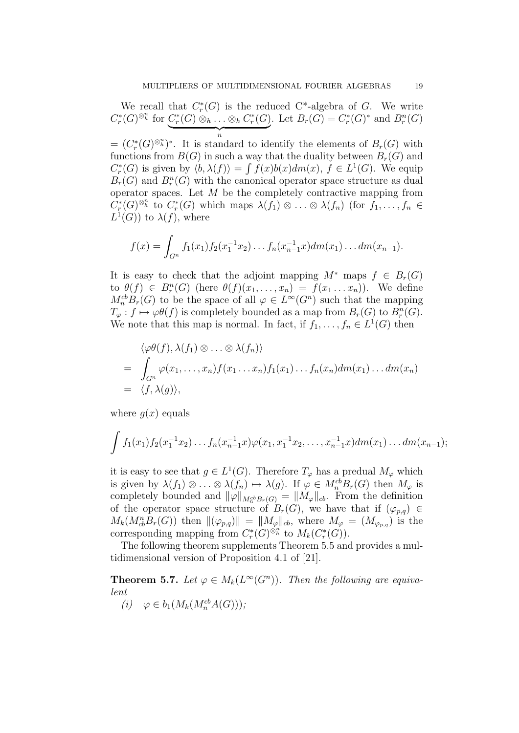We recall that $C_r^*(G)$ is the reduced C*-algebra of $G$. We write $C_r^*(G)^{\otimes_h^n}$ for $\underbrace{C_r^*(G) \otimes_h \ldots \otimes_h C_r^*(G)}_{n}$. Let $B_r(G) = C_r^*(G)^*$ and $B_r^n(G) = (C_r^*(G)^{\otimes_h^n})^*$. It is standard to identify the elements of $B_r(G)$ with functions from $B(G)$ in such a way that the duality between $B_r(G)$ and $C_r^*(G)$ is given by $\langle b, \lambda(f)\rangle = \int f(x)b(x)dm(x)$, $f \in L^1(G)$. We equip $B_r(G)$ and $B_r^n(G)$ with the canonical operator space structure as dual operator spaces. Let $M$ be the completely contractive mapping from $C_r^*(G)^{\otimes_h^n}$ to $C_r^*(G)$ which maps $\lambda(f_1) \otimes \ldots \otimes \lambda(f_n)$ (for $f_1, \ldots, f_n \in L^1(G)$) to $\lambda(f)$, where

$$f(x) = \int_{G^n} f_1(x_1)f_2(x_1^{-1}x_2)\ldots f_n(x_{n-1}^{-1}x)dm(x_1)\ldots dm(x_{n-1}).$$

It is easy to check that the adjoint mapping $M^*$ maps $f \in B_r(G)$ to $\theta(f) \in B_r^n(G)$ (here $\theta(f)(x_1, \ldots, x_n) = f(x_1 \ldots x_n)$). We define $M_n^{cb}B_r(G)$ to be the space of all $\varphi \in L^\infty(G^n)$ such that the mapping $T_\varphi : f \mapsto \varphi\theta(f)$ is completely bounded as a map from $B_r(G)$ to $B_r^n(G)$. We note that this map is normal. In fact, if $f_1, \ldots, f_n \in L^1(G)$ then

$$\begin{aligned}
& \langle \varphi\theta(f), \lambda(f_1) \otimes \ldots \otimes \lambda(f_n)\rangle \\
= & \int_{G^n} \varphi(x_1, \ldots, x_n)f(x_1 \ldots x_n)f_1(x_1)\ldots f_n(x_n)dm(x_1)\ldots dm(x_n) \\
= & \langle f, \lambda(g)\rangle,
\end{aligned}$$

where $g(x)$ equals

$$\int f_1(x_1)f_2(x_1^{-1}x_2)\ldots f_n(x_{n-1}^{-1}x)\varphi(x_1, x_1^{-1}x_2, \ldots, x_{n-1}^{-1}x)dm(x_1)\ldots dm(x_{n-1});$$

it is easy to see that $g \in L^1(G)$. Therefore $T_\varphi$ has a predual $M_\varphi$ which is given by $\lambda(f_1) \otimes \ldots \otimes \lambda(f_n) \mapsto \lambda(g)$. If $\varphi \in M_n^{cb}B_r(G)$ then $M_\varphi$ is completely bounded and $\|\varphi\|_{M_n^{cb}B_r(G)} = \|M_\varphi\|_{cb}$. From the definition of the operator space structure of $B_r(G)$, we have that if $(\varphi_{p,q}) \in M_k(M_{cb}^n B_r(G))$ then $\|(\varphi_{p,q})\| = \|M_\varphi\|_{cb}$, where $M_\varphi = (M_{\varphi_{p,q}})$ is the corresponding mapping from $C_r^*(G)^{\otimes_h^n}$ to $M_k(C_r^*(G))$.

The following theorem supplements Theorem 5.5 and provides a multidimensional version of Proposition 4.1 of [21].

**Theorem 5.7.** *Let $\varphi \in M_k(L^\infty(G^n))$. Then the following are equivalent*

*(i)* $\varphi \in b_1(M_k(M_n^{cb}A(G)))$;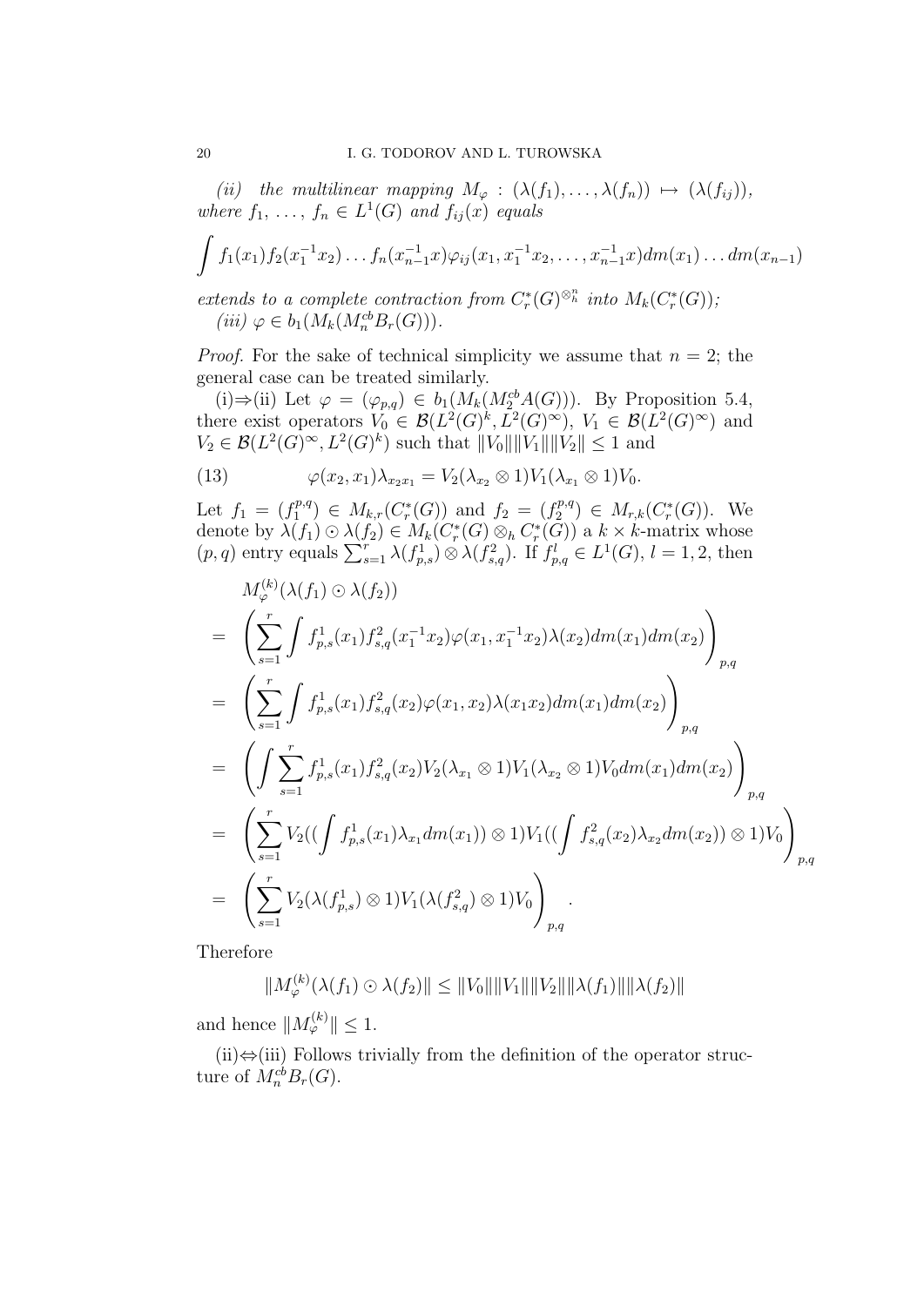*(ii) the multilinear mapping $M_\varphi : (\lambda(f_1), \dots, \lambda(f_n)) \mapsto (\lambda(f_{ij}))$, where $f_1, \dots, f_n \in L^1(G)$ and $f_{ij}(x)$ equals*

$$\int f_1(x_1) f_2(x_1^{-1}x_2) \dots f_n(x_{n-1}^{-1}x) \varphi_{ij}(x_1, x_1^{-1}x_2, \dots, x_{n-1}^{-1}x) dm(x_1) \dots dm(x_{n-1})$$

*extends to a complete contraction from $C_r^*(G)^{\otimes_h^n}$ into $M_k(C_r^*(G))$;*
*(iii) $\varphi \in b_1(M_k(M_n^{cb} B_r(G)))$.*

*Proof.* For the sake of technical simplicity we assume that $n = 2$; the general case can be treated similarly.

(i)⇒(ii) Let $\varphi = (\varphi_{p,q}) \in b_1(M_k(M_2^{cb} A(G)))$. By Proposition 5.4, there exist operators $V_0 \in \mathcal{B}(L^2(G)^k, L^2(G)^\infty)$, $V_1 \in \mathcal{B}(L^2(G)^\infty)$ and $V_2 \in \mathcal{B}(L^2(G)^\infty, L^2(G)^k)$ such that $\|V_0\|\|V_1\|\|V_2\| \leq 1$ and

$$\varphi(x_2, x_1)\lambda_{x_2 x_1} = V_2(\lambda_{x_2} \otimes 1) V_1 (\lambda_{x_1} \otimes 1) V_0. \tag{13}$$

Let $f_1 = (f_1^{p,q}) \in M_{k,r}(C_r^*(G))$ and $f_2 = (f_2^{p,q}) \in M_{r,k}(C_r^*(G))$. We denote by $\lambda(f_1) \odot \lambda(f_2) \in M_k(C_r^*(G) \otimes_h C_r^*(G))$ a $k \times k$-matrix whose $(p, q)$ entry equals $\sum_{s=1}^r \lambda(f_{p,s}^1) \otimes \lambda(f_{s,q}^2)$. If $f_{p,q}^l \in L^1(G)$, $l = 1, 2$, then

$$\begin{aligned}
& M_\varphi^{(k)}(\lambda(f_1) \odot \lambda(f_2)) \\
= & \left( \sum_{s=1}^r \int f_{p,s}^1(x_1) f_{s,q}^2(x_1^{-1}x_2) \varphi(x_1, x_1^{-1}x_2) \lambda(x_2) dm(x_1) dm(x_2) \right)_{p,q} \\
= & \left( \sum_{s=1}^r \int f_{p,s}^1(x_1) f_{s,q}^2(x_2) \varphi(x_1, x_2) \lambda(x_1 x_2) dm(x_1) dm(x_2) \right)_{p,q} \\
= & \left( \int \sum_{s=1}^r f_{p,s}^1(x_1) f_{s,q}^2(x_2) V_2(\lambda_{x_1} \otimes 1) V_1 (\lambda_{x_2} \otimes 1) V_0 dm(x_1) dm(x_2) \right)_{p,q} \\
= & \left( \sum_{s=1}^r V_2 ((\int f_{p,s}^1(x_1) \lambda_{x_1} dm(x_1)) \otimes 1) V_1 ((\int f_{s,q}^2(x_2) \lambda_{x_2} dm(x_2)) \otimes 1) V_0 \right)_{p,q} \\
= & \left( \sum_{s=1}^r V_2 (\lambda(f_{p,s}^1) \otimes 1) V_1 (\lambda(f_{s,q}^2) \otimes 1) V_0 \right)_{p,q}.
\end{aligned}$$

Therefore

$$\|M_\varphi^{(k)}(\lambda(f_1) \odot \lambda(f_2))\| \leq \|V_0\|\|V_1\|\|V_2\|\|\lambda(f_1)\|\|\lambda(f_2)\|$$

and hence $\|M_\varphi^{(k)}\| \leq 1$.

(ii)⇔(iii) Follows trivially from the definition of the operator structure of $M_n^{cb} B_r(G)$.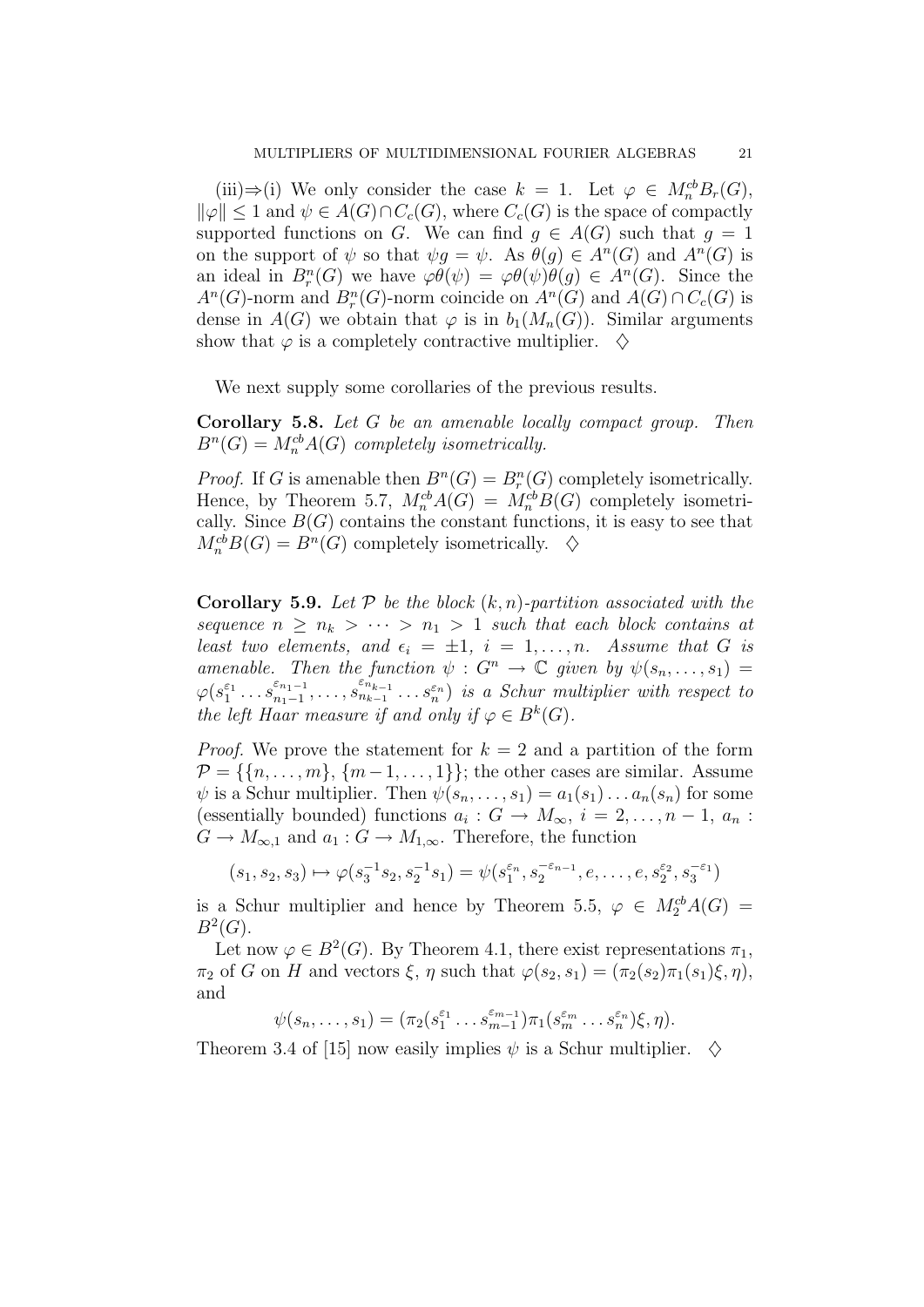(iii)⇒(i) We only consider the case $k = 1$. Let $\varphi \in M_n^{cb} B_r(G)$, $\|\varphi\| \leq 1$ and $\psi \in A(G) \cap C_c(G)$, where $C_c(G)$ is the space of compactly supported functions on $G$. We can find $g \in A(G)$ such that $g = 1$ on the support of $\psi$ so that $\psi g = \psi$. As $\theta(g) \in A^n(G)$ and $A^n(G)$ is an ideal in $B_r^n(G)$ we have $\varphi\theta(\psi) = \varphi\theta(\psi)\theta(g) \in A^n(G)$. Since the $A^n(G)$-norm and $B_r^n(G)$-norm coincide on $A^n(G)$ and $A(G) \cap C_c(G)$ is dense in $A(G)$ we obtain that $\varphi$ is in $b_1(M_n(G))$. Similar arguments show that $\varphi$ is a completely contractive multiplier. $\diamondsuit$

We next supply some corollaries of the previous results.

**Corollary 5.8.** *Let $G$ be an amenable locally compact group. Then $B^n(G) = M_n^{cb} A(G)$ completely isometrically.*

*Proof.* If $G$ is amenable then $B^n(G) = B_r^n(G)$ completely isometrically. Hence, by Theorem 5.7, $M_n^{cb} A(G) = M_n^{cb} B(G)$ completely isometrically. Since $B(G)$ contains the constant functions, it is easy to see that $M_n^{cb} B(G) = B^n(G)$ completely isometrically. $\diamondsuit$

**Corollary 5.9.** *Let $\mathcal{P}$ be the block $(k, n)$-partition associated with the sequence $n \geq n_k > \cdots > n_1 > 1$ such that each block contains at least two elements, and $\epsilon_i = \pm 1$, $i = 1, \ldots, n$. Assume that $G$ is amenable. Then the function $\psi : G^n \to \mathbb{C}$ given by $\psi(s_n, \ldots, s_1) = \varphi(s_1^{\varepsilon_1} \ldots s_{n_1-1}^{\varepsilon_{n_1-1}}, \ldots, s_{n_{k-1}}^{\varepsilon_{n_{k-1}}} \ldots s_n^{\varepsilon_n})$ is a Schur multiplier with respect to the left Haar measure if and only if $\varphi \in B^k(G)$.*

*Proof.* We prove the statement for $k = 2$ and a partition of the form $\mathcal{P} = \{\{n, \ldots, m\}, \{m-1, \ldots, 1\}\}$; the other cases are similar. Assume $\psi$ is a Schur multiplier. Then $\psi(s_n, \ldots, s_1) = a_1(s_1) \ldots a_n(s_n)$ for some (essentially bounded) functions $a_i : G \to M_\infty$, $i = 2, \ldots, n-1$, $a_n : G \to M_{\infty,1}$ and $a_1 : G \to M_{1,\infty}$. Therefore, the function

$$(s_1, s_2, s_3) \mapsto \varphi(s_3^{-1} s_2, s_2^{-1} s_1) = \psi(s_1^{\varepsilon_n}, s_2^{-\varepsilon_{n-1}}, e, \ldots, e, s_2^{\varepsilon_2}, s_3^{-\varepsilon_1})$$

is a Schur multiplier and hence by Theorem 5.5, $\varphi \in M_2^{cb} A(G) = B^2(G)$.

Let now $\varphi \in B^2(G)$. By Theorem 4.1, there exist representations $\pi_1$, $\pi_2$ of $G$ on $H$ and vectors $\xi$, $\eta$ such that $\varphi(s_2, s_1) = (\pi_2(s_2)\pi_1(s_1)\xi, \eta)$, and

$$\psi(s_n, \ldots, s_1) = (\pi_2(s_1^{\varepsilon_1} \ldots s_{m-1}^{\varepsilon_{m-1}})\pi_1(s_m^{\varepsilon_m} \ldots s_n^{\varepsilon_n})\xi, \eta).$$

Theorem 3.4 of [15] now easily implies $\psi$ is a Schur multiplier. $\diamondsuit$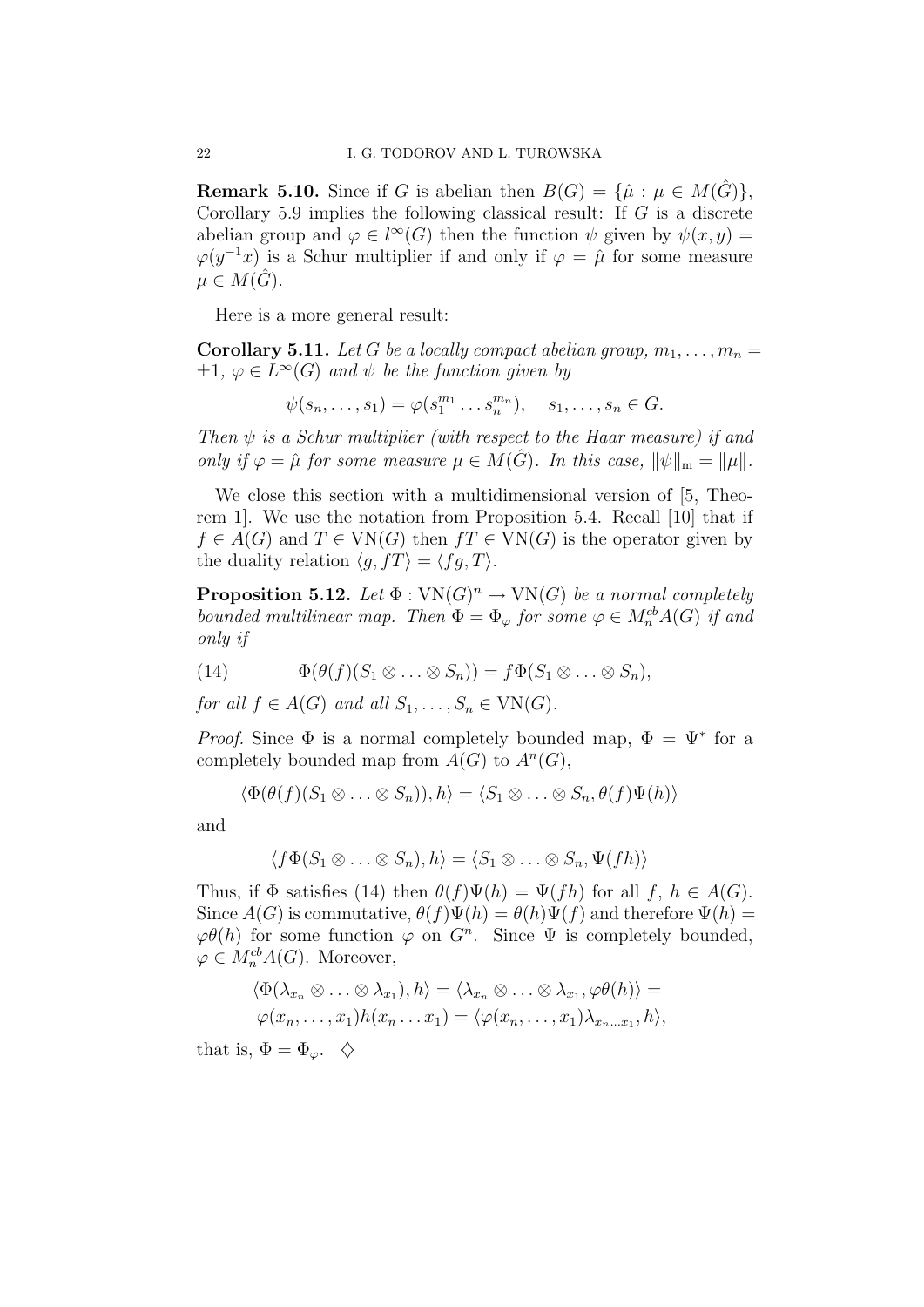**Remark 5.10.** Since if $G$ is abelian then $B(G) = \{\hat{\mu} : \mu \in M(\hat{G})\}$, Corollary 5.9 implies the following classical result: If $G$ is a discrete abelian group and $\varphi \in l^\infty(G)$ then the function $\psi$ given by $\psi(x, y) = \varphi(y^{-1}x)$ is a Schur multiplier if and only if $\varphi = \hat{\mu}$ for some measure $\mu \in M(\hat{G})$.

Here is a more general result:

**Corollary 5.11.** *Let $G$ be a locally compact abelian group, $m_1, \dots, m_n = \pm 1$, $\varphi \in L^\infty(G)$ and $\psi$ be the function given by*

$$\psi(s_n, \dots, s_1) = \varphi(s_1^{m_1} \dots s_n^{m_n}), \quad s_1, \dots, s_n \in G.$$

*Then $\psi$ is a Schur multiplier (with respect to the Haar measure) if and only if $\varphi = \hat{\mu}$ for some measure $\mu \in M(\hat{G})$. In this case, $\|\psi\|_{\mathrm{m}} = \|\mu\|$.*

We close this section with a multidimensional version of [5, Theorem 1]. We use the notation from Proposition 5.4. Recall [10] that if $f \in A(G)$ and $T \in \mathrm{VN}(G)$ then $fT \in \mathrm{VN}(G)$ is the operator given by the duality relation $\langle g, fT \rangle = \langle fg, T \rangle$.

**Proposition 5.12.** *Let $\Phi : \mathrm{VN}(G)^n \to \mathrm{VN}(G)$ be a normal completely bounded multilinear map. Then $\Phi = \Phi_\varphi$ for some $\varphi \in M_n^{cb}A(G)$ if and only if*

$$\Phi(\theta(f)(S_1 \otimes \dots \otimes S_n)) = f\Phi(S_1 \otimes \dots \otimes S_n), \tag{14}$$

*for all $f \in A(G)$ and all $S_1, \dots, S_n \in \mathrm{VN}(G)$.*

*Proof.* Since $\Phi$ is a normal completely bounded map, $\Phi = \Psi^*$ for a completely bounded map from $A(G)$ to $A^n(G)$,

$$\langle \Phi(\theta(f)(S_1 \otimes \dots \otimes S_n)), h \rangle = \langle S_1 \otimes \dots \otimes S_n, \theta(f)\Psi(h) \rangle$$

and

$$\langle f\Phi(S_1 \otimes \dots \otimes S_n), h \rangle = \langle S_1 \otimes \dots \otimes S_n, \Psi(fh) \rangle$$

Thus, if $\Phi$ satisfies (14) then $\theta(f)\Psi(h) = \Psi(fh)$ for all $f$, $h \in A(G)$. Since $A(G)$ is commutative, $\theta(f)\Psi(h) = \theta(h)\Psi(f)$ and therefore $\Psi(h) = \varphi\theta(h)$ for some function $\varphi$ on $G^n$. Since $\Psi$ is completely bounded, $\varphi \in M_n^{cb}A(G)$. Moreover,

$$\langle \Phi(\lambda_{x_n} \otimes \dots \otimes \lambda_{x_1}), h \rangle = \langle \lambda_{x_n} \otimes \dots \otimes \lambda_{x_1}, \varphi\theta(h) \rangle =$$
$$\varphi(x_n, \dots, x_1)h(x_n \dots x_1) = \langle \varphi(x_n, \dots, x_1)\lambda_{x_n \dots x_1}, h \rangle,$$

that is, $\Phi = \Phi_\varphi$. $\diamondsuit$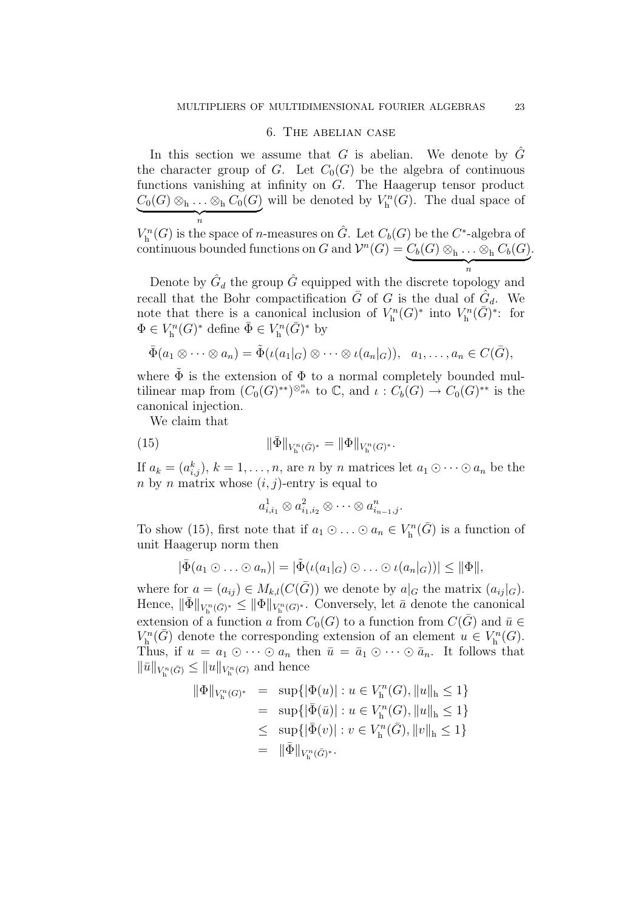## 6. The abelian case

In this section we assume that $G$ is abelian. We denote by $\hat{G}$ the character group of $G$. Let $C_0(G)$ be the algebra of continuous functions vanishing at infinity on $G$. The Haagerup tensor product $\underbrace{C_0(G) \otimes_{\rm h} \ldots \otimes_{\rm h} C_0(G)}_{n}$ will be denoted by $V^n_{\rm h}(G)$. The dual space of $V^n_{\rm h}(G)$ is the space of $n$-measures on $\hat{G}$. Let $C_b(G)$ be the $C^*$-algebra of continuous bounded functions on $G$ and $\mathcal{V}^n(G) = \underbrace{C_b(G) \otimes_{\rm h} \ldots \otimes_{\rm h} C_b(G)}_{n}$.

Denote by $\hat{G}_d$ the group $\hat{G}$ equipped with the discrete topology and recall that the Bohr compactification $\bar{G}$ of $G$ is the dual of $\hat{G}_d$. We note that there is a canonical inclusion of $V^n_{\rm h}(G)^*$ into $V^n_{\rm h}(\bar{G})^*$: for $\Phi \in V^n_{\rm h}(G)^*$ define $\bar{\Phi} \in V^n_{\rm h}(\bar{G})^*$ by

$$\bar{\Phi}(a_1 \otimes \cdots \otimes a_n) = \tilde{\Phi}(\iota(a_1|_G) \otimes \cdots \otimes \iota(a_n|_G)), \quad a_1, \ldots, a_n \in C(\bar{G}),$$

where $\tilde{\Phi}$ is the extension of $\Phi$ to a normal completely bounded multilinear map from $(C_0(G)^{**})^{\otimes^n_{\sigma h}}$ to $\mathbb{C}$, and $\iota : C_b(G) \to C_0(G)^{**}$ is the canonical injection.

We claim that

$$\|\bar{\Phi}\|_{V^n_{\rm h}(\bar{G})^*} = \|\Phi\|_{V^n_{\rm h}(G)^*}. \tag{15}$$

If $a_k = (a^k_{i,j})$, $k = 1, \ldots, n$, are $n$ by $n$ matrices let $a_1 \odot \cdots \odot a_n$ be the $n$ by $n$ matrix whose $(i,j)$-entry is equal to

$$a^1_{i,i_1} \otimes a^2_{i_1,i_2} \otimes \cdots \otimes a^n_{i_{n-1},j}.$$

To show (15), first note that if $a_1 \odot \ldots \odot a_n \in V^n_{\rm h}(\bar{G})$ is a function of unit Haagerup norm then

$$|\bar{\Phi}(a_1 \odot \ldots \odot a_n)| = |\tilde{\Phi}(\iota(a_1|_G) \odot \ldots \odot \iota(a_n|_G))| \leq \|\Phi\|,$$

where for $a = (a_{ij}) \in M_{k,l}(C(\bar{G}))$ we denote by $a|_G$ the matrix $(a_{ij}|_G)$. Hence, $\|\bar{\Phi}\|_{V^n_{\rm h}(\bar{G})^*} \leq \|\Phi\|_{V^n_{\rm h}(G)^*}$. Conversely, let $\bar{a}$ denote the canonical extension of a function $a$ from $C_0(G)$ to a function from $C(\bar{G})$ and $\bar{u} \in V^n_{\rm h}(\bar{G})$ denote the corresponding extension of an element $u \in V^n_{\rm h}(G)$. Thus, if $u = a_1 \odot \cdots \odot a_n$ then $\bar{u} = \bar{a}_1 \odot \cdots \odot \bar{a}_n$. It follows that $\|\bar{u}\|_{V^n_{\rm h}(\bar{G})} \leq \|u\|_{V^n_{\rm h}(G)}$ and hence

$$\begin{aligned}
\|\Phi\|_{V^n_{\rm h}(G)^*} &= \sup\{|\Phi(u)| : u \in V^n_{\rm h}(G), \|u\|_{\rm h} \leq 1\} \\
&= \sup\{|\bar{\Phi}(\bar{u})| : u \in V^n_{\rm h}(G), \|u\|_{\rm h} \leq 1\} \\
&\leq \sup\{|\bar{\Phi}(v)| : v \in V^n_{\rm h}(\bar{G}), \|v\|_{\rm h} \leq 1\} \\
&= \|\bar{\Phi}\|_{V^n_{\rm h}(\bar{G})^*}.
\end{aligned}$$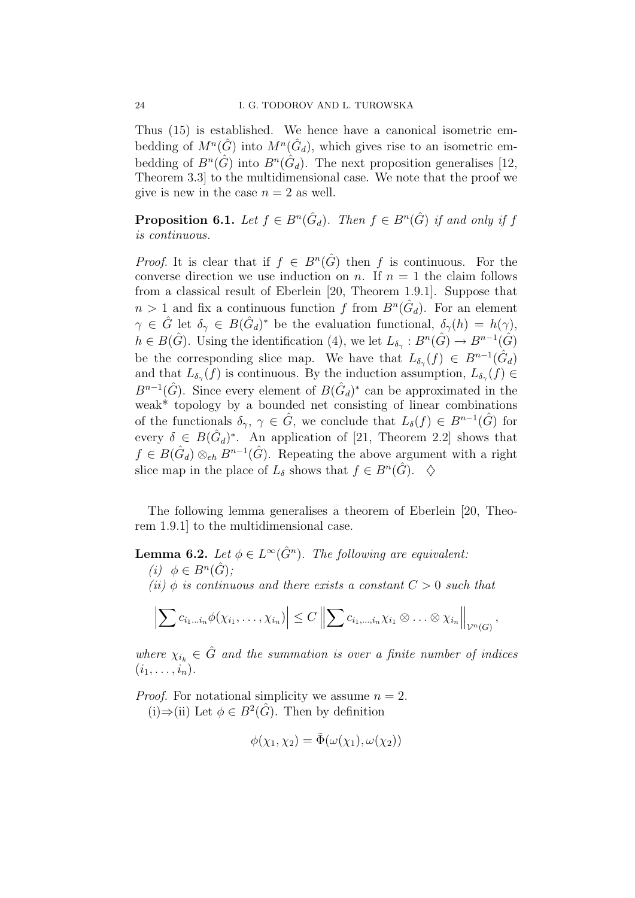Thus (15) is established. We hence have a canonical isometric embedding of $M^n(\hat{G})$ into $M^n(\hat{G}_d)$, which gives rise to an isometric embedding of $B^n(\hat{G})$ into $B^n(\hat{G}_d)$. The next proposition generalises [12, Theorem 3.3] to the multidimensional case. We note that the proof we give is new in the case $n = 2$ as well.

**Proposition 6.1.** *Let $f \in B^n(\hat{G}_d)$. Then $f \in B^n(\hat{G})$ if and only if $f$ is continuous.*

*Proof.* It is clear that if $f \in B^n(\hat{G})$ then $f$ is continuous. For the converse direction we use induction on $n$. If $n = 1$ the claim follows from a classical result of Eberlein [20, Theorem 1.9.1]. Suppose that $n > 1$ and fix a continuous function $f$ from $B^n(\hat{G}_d)$. For an element $\gamma \in \hat{G}$ let $\delta_\gamma \in B(\hat{G}_d)^*$ be the evaluation functional, $\delta_\gamma(h) = h(\gamma)$, $h \in B(\hat{G})$. Using the identification (4), we let $L_{\delta_\gamma} : B^n(\hat{G}) \to B^{n-1}(\hat{G})$ be the corresponding slice map. We have that $L_{\delta_\gamma}(f) \in B^{n-1}(\hat{G}_d)$ and that $L_{\delta_\gamma}(f)$ is continuous. By the induction assumption, $L_{\delta_\gamma}(f) \in B^{n-1}(\hat{G})$. Since every element of $B(\hat{G}_d)^*$ can be approximated in the weak\* topology by a bounded net consisting of linear combinations of the functionals $\delta_\gamma$, $\gamma \in \hat{G}$, we conclude that $L_\delta(f) \in B^{n-1}(\hat{G})$ for every $\delta \in B(\hat{G}_d)^*$. An application of [21, Theorem 2.2] shows that $f \in B(\hat{G}_d) \otimes_{eh} B^{n-1}(\hat{G})$. Repeating the above argument with a right slice map in the place of $L_\delta$ shows that $f \in B^n(\hat{G})$. $\diamondsuit$

The following lemma generalises a theorem of Eberlein [20, Theorem 1.9.1] to the multidimensional case.

**Lemma 6.2.** *Let $\phi \in L^\infty(\hat{G}^n)$. The following are equivalent:*
*(i) $\phi \in B^n(\hat{G})$;*
*(ii) $\phi$ is continuous and there exists a constant $C > 0$ such that*

$$\left|\sum c_{i_1 \dots i_n} \phi(\chi_{i_1}, \dots, \chi_{i_n})\right| \leq C \left\|\sum c_{i_1,\dots,i_n} \chi_{i_1} \otimes \dots \otimes \chi_{i_n}\right\|_{\mathcal{V}^n(G)},$$

*where $\chi_{i_k} \in \hat{G}$ and the summation is over a finite number of indices $(i_1, \dots, i_n)$.*

*Proof.* For notational simplicity we assume $n = 2$.

(i)$\Rightarrow$(ii) Let $\phi \in B^2(\hat{G})$. Then by definition

$$\phi(\chi_1, \chi_2) = \tilde{\Phi}(\omega(\chi_1), \omega(\chi_2))$$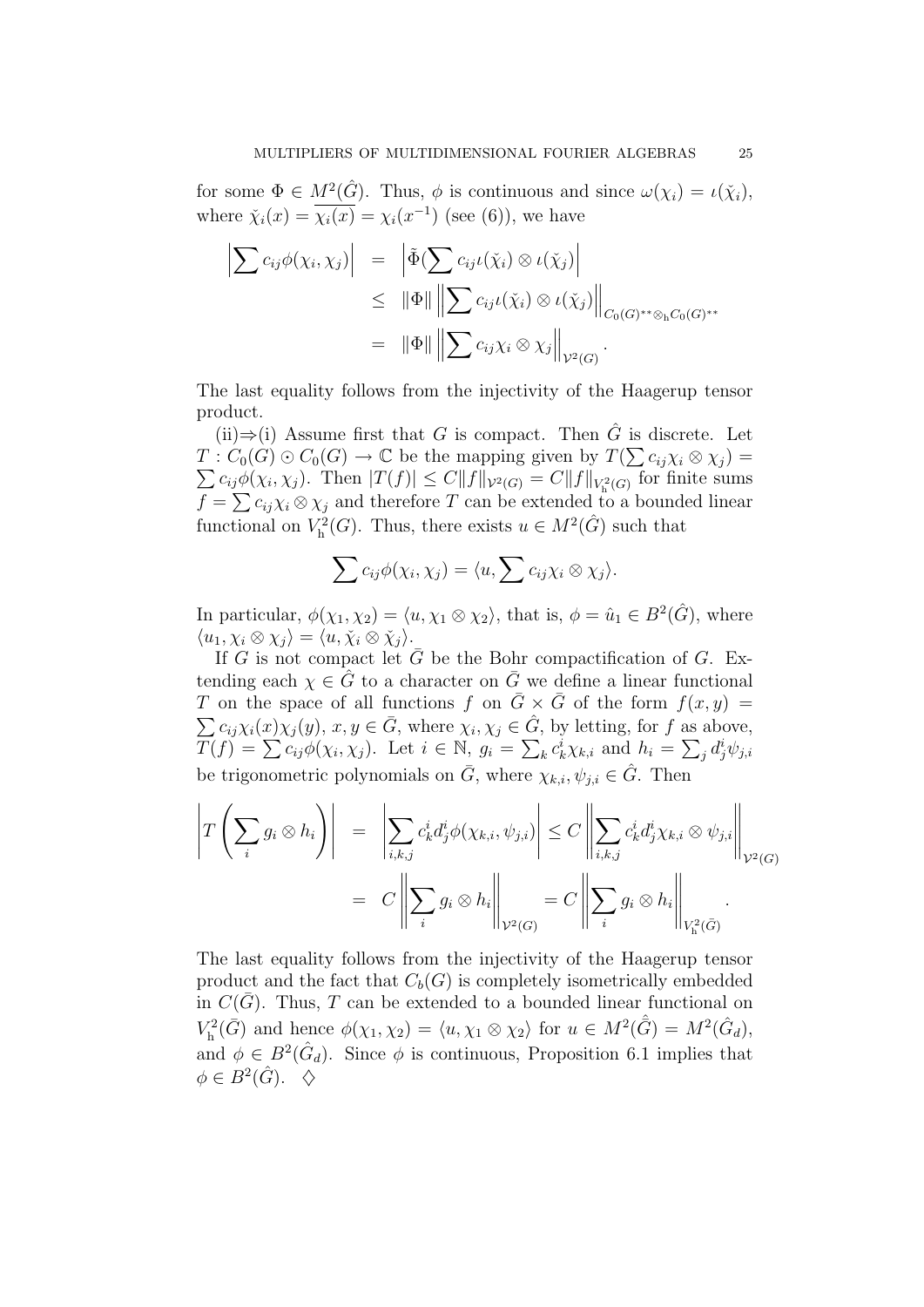for some $\Phi \in M^2(\hat{G})$. Thus, $\phi$ is continuous and since $\omega(\chi_i) = \iota(\check{\chi}_i)$, where $\check{\chi}_i(x) = \overline{\chi_i(x)} = \chi_i(x^{-1})$ (see (6)), we have

$$
\begin{aligned}
\left|\sum c_{ij}\phi(\chi_i,\chi_j)\right| &= \left|\tilde{\Phi}(\sum c_{ij}\iota(\check{\chi}_i)\otimes\iota(\check{\chi}_j)\right| \\
&\leq \|\Phi\| \left\|\sum c_{ij}\iota(\check{\chi}_i)\otimes\iota(\check{\chi}_j)\right\|_{C_0(G)^{**}\otimes_{\mathrm{h}}C_0(G)^{**}} \\
&= \|\Phi\| \left\|\sum c_{ij}\chi_i\otimes\chi_j\right\|_{\mathcal{V}^2(G)}.
\end{aligned}
$$

The last equality follows from the injectivity of the Haagerup tensor product.

(ii)⇒(i) Assume first that $G$ is compact. Then $\hat{G}$ is discrete. Let $T : C_0(G)\odot C_0(G)\to\mathbb{C}$ be the mapping given by $T(\sum c_{ij}\chi_i\otimes\chi_j) = \sum c_{ij}\phi(\chi_i,\chi_j)$. Then $|T(f)|\leq C\|f\|_{\mathcal{V}^2(G)} = C\|f\|_{V^2_{\mathrm{h}}(G)}$ for finite sums $f = \sum c_{ij}\chi_i\otimes\chi_j$ and therefore $T$ can be extended to a bounded linear functional on $V^2_{\mathrm{h}}(G)$. Thus, there exists $u\in M^2(\hat{G})$ such that

$$
\sum c_{ij}\phi(\chi_i,\chi_j) = \langle u, \sum c_{ij}\chi_i\otimes\chi_j\rangle.
$$

In particular, $\phi(\chi_1,\chi_2) = \langle u, \chi_1\otimes\chi_2\rangle$, that is, $\phi = \hat{u}_1\in B^2(\hat{G})$, where $\langle u_1, \chi_i\otimes\chi_j\rangle = \langle u, \check{\chi}_i\otimes\check{\chi}_j\rangle$.

If $G$ is not compact let $\bar{G}$ be the Bohr compactification of $G$. Extending each $\chi\in\hat{G}$ to a character on $\bar{G}$ we define a linear functional $T$ on the space of all functions $f$ on $\bar{G}\times\bar{G}$ of the form $f(x,y) = \sum c_{ij}\chi_i(x)\chi_j(y)$, $x,y\in\bar{G}$, where $\chi_i,\chi_j\in\hat{G}$, by letting, for $f$ as above, $T(f) = \sum c_{ij}\phi(\chi_i,\chi_j)$. Let $i\in\mathbb{N}$, $g_i = \sum_k c^i_k\chi_{k,i}$ and $h_i = \sum_j d^i_j\psi_{j,i}$ be trigonometric polynomials on $\bar{G}$, where $\chi_{k,i},\psi_{j,i}\in\hat{G}$. Then

$$
\begin{aligned}
\left|T\left(\sum_i g_i\otimes h_i\right)\right| &= \left|\sum_{i,k,j} c^i_k d^i_j\phi(\chi_{k,i},\psi_{j,i})\right| \leq C\left\|\sum_{i,k,j} c^i_k d^i_j\chi_{k,i}\otimes\psi_{j,i}\right\|_{\mathcal{V}^2(G)} \\
&= C\left\|\sum_i g_i\otimes h_i\right\|_{\mathcal{V}^2(G)} = C\left\|\sum_i g_i\otimes h_i\right\|_{V^2_{\mathrm{h}}(\bar{G})}.
\end{aligned}
$$

The last equality follows from the injectivity of the Haagerup tensor product and the fact that $C_b(G)$ is completely isometrically embedded in $C(\bar{G})$. Thus, $T$ can be extended to a bounded linear functional on $V^2_{\mathrm{h}}(\bar{G})$ and hence $\phi(\chi_1,\chi_2) = \langle u, \chi_1\otimes\chi_2\rangle$ for $u\in M^2(\hat{\bar{G}}) = M^2(\hat{G}_d)$, and $\phi\in B^2(\hat{G}_d)$. Since $\phi$ is continuous, Proposition 6.1 implies that $\phi\in B^2(\hat{G})$. $\diamondsuit$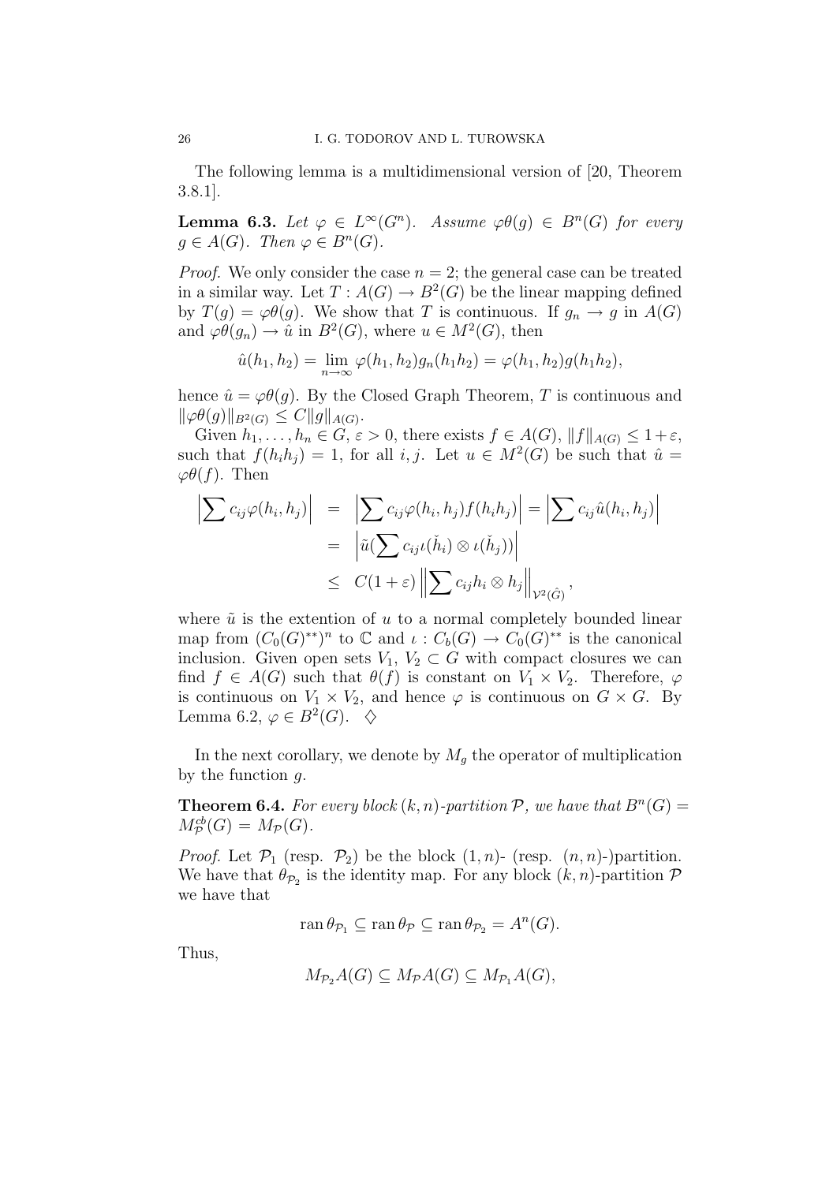The following lemma is a multidimensional version of [20, Theorem 3.8.1].

**Lemma 6.3.** *Let $\varphi \in L^\infty(G^n)$. Assume $\varphi\theta(g) \in B^n(G)$ for every $g \in A(G)$. Then $\varphi \in B^n(G)$.*

*Proof.* We only consider the case $n = 2$; the general case can be treated in a similar way. Let $T : A(G) \to B^2(G)$ be the linear mapping defined by $T(g) = \varphi\theta(g)$. We show that $T$ is continuous. If $g_n \to g$ in $A(G)$ and $\varphi\theta(g_n) \to \hat{u}$ in $B^2(G)$, where $u \in M^2(G)$, then

$$\hat{u}(h_1, h_2) = \lim_{n\to\infty} \varphi(h_1, h_2)g_n(h_1h_2) = \varphi(h_1, h_2)g(h_1h_2),$$

hence $\hat{u} = \varphi\theta(g)$. By the Closed Graph Theorem, $T$ is continuous and $\|\varphi\theta(g)\|_{B^2(G)} \leq C\|g\|_{A(G)}$.

Given $h_1, \dots, h_n \in G$, $\varepsilon > 0$, there exists $f \in A(G)$, $\|f\|_{A(G)} \leq 1+\varepsilon$, such that $f(h_ih_j) = 1$, for all $i, j$. Let $u \in M^2(G)$ be such that $\hat{u} = \varphi\theta(f)$. Then

$$\begin{aligned}
\left|\sum c_{ij}\varphi(h_i, h_j)\right| &= \left|\sum c_{ij}\varphi(h_i, h_j)f(h_ih_j)\right| = \left|\sum c_{ij}\hat{u}(h_i, h_j)\right| \\
&= \left|\tilde{u}(\sum c_{ij}\iota(\check{h}_i) \otimes \iota(\check{h}_j))\right| \\
&\leq C(1+\varepsilon)\left\|\sum c_{ij}h_i \otimes h_j\right\|_{\mathcal{V}^2(\hat{G})},
\end{aligned}$$

where $\tilde{u}$ is the extention of $u$ to a normal completely bounded linear map from $(C_0(G)^{**})^n$ to $\mathbb{C}$ and $\iota : C_b(G) \to C_0(G)^{**}$ is the canonical inclusion. Given open sets $V_1, V_2 \subset G$ with compact closures we can find $f \in A(G)$ such that $\theta(f)$ is constant on $V_1 \times V_2$. Therefore, $\varphi$ is continuous on $V_1 \times V_2$, and hence $\varphi$ is continuous on $G \times G$. By Lemma 6.2, $\varphi \in B^2(G)$. $\diamondsuit$

In the next corollary, we denote by $M_g$ the operator of multiplication by the function $g$.

**Theorem 6.4.** *For every block $(k, n)$-partition $\mathcal{P}$, we have that $B^n(G) = M^{cb}_{\mathcal{P}}(G) = M_{\mathcal{P}}(G)$.*

*Proof.* Let $\mathcal{P}_1$ (resp. $\mathcal{P}_2$) be the block $(1, n)$- (resp. $(n, n)$-)partition. We have that $\theta_{\mathcal{P}_2}$ is the identity map. For any block $(k, n)$-partition $\mathcal{P}$ we have that

$$\operatorname{ran}\theta_{\mathcal{P}_1} \subseteq \operatorname{ran}\theta_{\mathcal{P}} \subseteq \operatorname{ran}\theta_{\mathcal{P}_2} = A^n(G).$$

Thus,

$$M_{\mathcal{P}_2}A(G) \subseteq M_{\mathcal{P}}A(G) \subseteq M_{\mathcal{P}_1}A(G),$$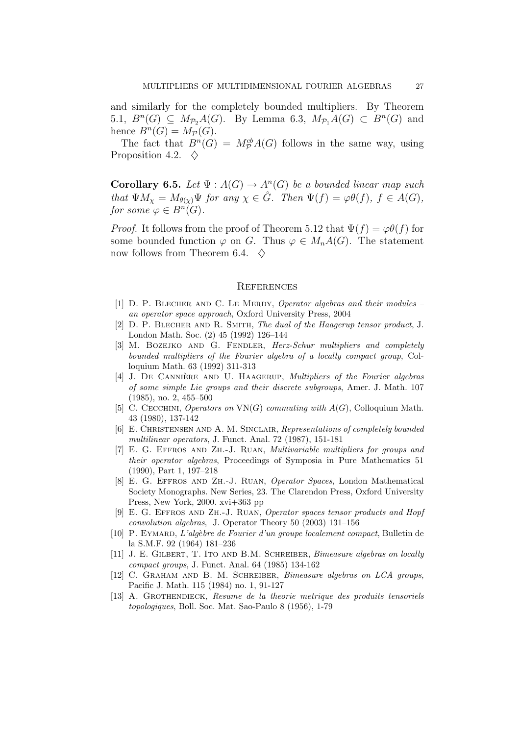and similarly for the completely bounded multipliers. By Theorem 5.1, $B^n(G) \subseteq M_{\mathcal{P}_2}A(G)$. By Lemma 6.3, $M_{\mathcal{P}_1}A(G) \subset B^n(G)$ and hence $B^n(G) = M_{\mathcal{P}}(G)$.

The fact that $B^n(G) = M^{cb}_{\mathcal{P}}A(G)$ follows in the same way, using Proposition 4.2. $\diamondsuit$

**Corollary 6.5.** *Let $\Psi : A(G) \to A^n(G)$ be a bounded linear map such that $\Psi M_\chi = M_{\theta(\chi)}\Psi$ for any $\chi \in \hat{G}$. Then $\Psi(f) = \varphi\theta(f)$, $f \in A(G)$, for some $\varphi \in B^n(G)$.*

*Proof.* It follows from the proof of Theorem 5.12 that $\Psi(f) = \varphi\theta(f)$ for some bounded function $\varphi$ on $G$. Thus $\varphi \in M_n A(G)$. The statement now follows from Theorem 6.4. $\diamondsuit$

## References

[1] D. P. Blecher and C. Le Merdy, *Operator algebras and their modules – an operator space approach*, Oxford University Press, 2004

[2] D. P. Blecher and R. Smith, *The dual of the Haagerup tensor product*, J. London Math. Soc. (2) 45 (1992) 126–144

[3] M. Bozejko and G. Fendler, *Herz-Schur multipliers and completely bounded multipliers of the Fourier algebra of a locally compact group*, Colloquium Math. 63 (1992) 311-313

[4] J. De Cannière and U. Haagerup, *Multipliers of the Fourier algebras of some simple Lie groups and their discrete subgroups*, Amer. J. Math. 107 (1985), no. 2, 455–500

[5] C. Cecchini, *Operators on* VN$(G)$ *commuting with* $A(G)$, Colloquium Math. 43 (1980), 137-142

[6] E. Christensen and A. M. Sinclair, *Representations of completely bounded multilinear operators*, J. Funct. Anal. 72 (1987), 151-181

[7] E. G. Effros and Zh.-J. Ruan, *Multivariable multipliers for groups and their operator algebras*, Proceedings of Symposia in Pure Mathematics 51 (1990), Part 1, 197–218

[8] E. G. Effros and Zh.-J. Ruan, *Operator Spaces*, London Mathematical Society Monographs. New Series, 23. The Clarendon Press, Oxford University Press, New York, 2000. xvi+363 pp

[9] E. G. Effros and Zh.-J. Ruan, *Operator spaces tensor products and Hopf convolution algebras*, J. Operator Theory 50 (2003) 131–156

[10] P. Eymard, *L'algèbre de Fourier d'un groupe localement compact*, Bulletin de la S.M.F. 92 (1964) 181–236

[11] J. E. Gilbert, T. Ito and B.M. Schreiber, *Bimeasure algebras on locally compact groups*, J. Funct. Anal. 64 (1985) 134-162

[12] C. Graham and B. M. Schreiber, *Bimeasure algebras on LCA groups*, Pacific J. Math. 115 (1984) no. 1, 91-127

[13] A. Grothendieck, *Resume de la theorie metrique des produits tensoriels topologiques*, Boll. Soc. Mat. Sao-Paulo 8 (1956), 1-79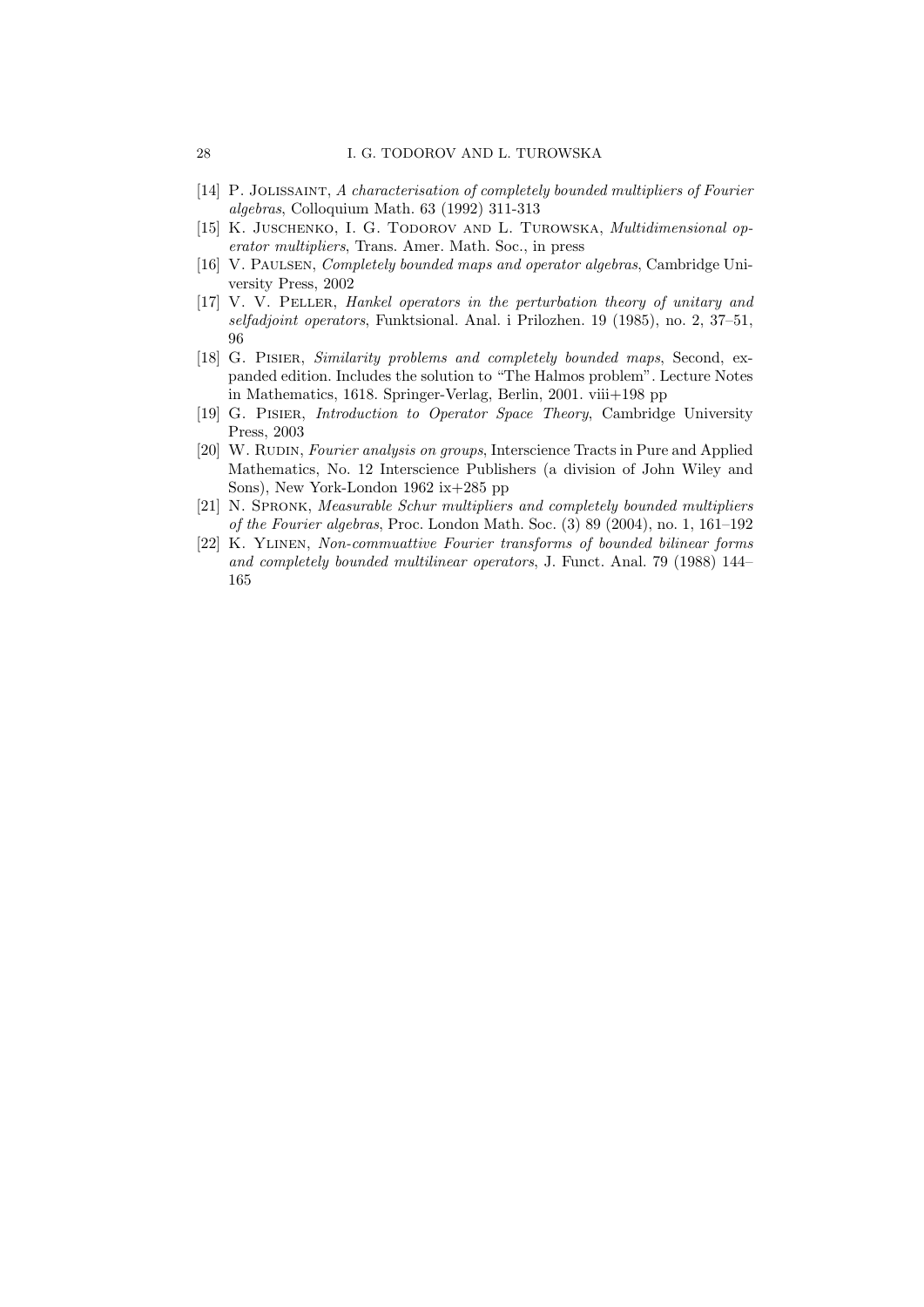- [14] P. Jolissaint, *A characterisation of completely bounded multipliers of Fourier algebras*, Colloquium Math. 63 (1992) 311-313
- [15] K. Juschenko, I. G. Todorov and L. Turowska, *Multidimensional operator multipliers*, Trans. Amer. Math. Soc., in press
- [16] V. Paulsen, *Completely bounded maps and operator algebras*, Cambridge University Press, 2002
- [17] V. V. Peller, *Hankel operators in the perturbation theory of unitary and selfadjoint operators*, Funktsional. Anal. i Prilozhen. 19 (1985), no. 2, 37–51, 96
- [18] G. Pisier, *Similarity problems and completely bounded maps*, Second, expanded edition. Includes the solution to "The Halmos problem". Lecture Notes in Mathematics, 1618. Springer-Verlag, Berlin, 2001. viii+198 pp
- [19] G. Pisier, *Introduction to Operator Space Theory*, Cambridge University Press, 2003
- [20] W. Rudin, *Fourier analysis on groups*, Interscience Tracts in Pure and Applied Mathematics, No. 12 Interscience Publishers (a division of John Wiley and Sons), New York-London 1962 ix+285 pp
- [21] N. Spronk, *Measurable Schur multipliers and completely bounded multipliers of the Fourier algebras*, Proc. London Math. Soc. (3) 89 (2004), no. 1, 161–192
- [22] K. Ylinen, *Non-commuattive Fourier transforms of bounded bilinear forms and completely bounded multilinear operators*, J. Funct. Anal. 79 (1988) 144–165